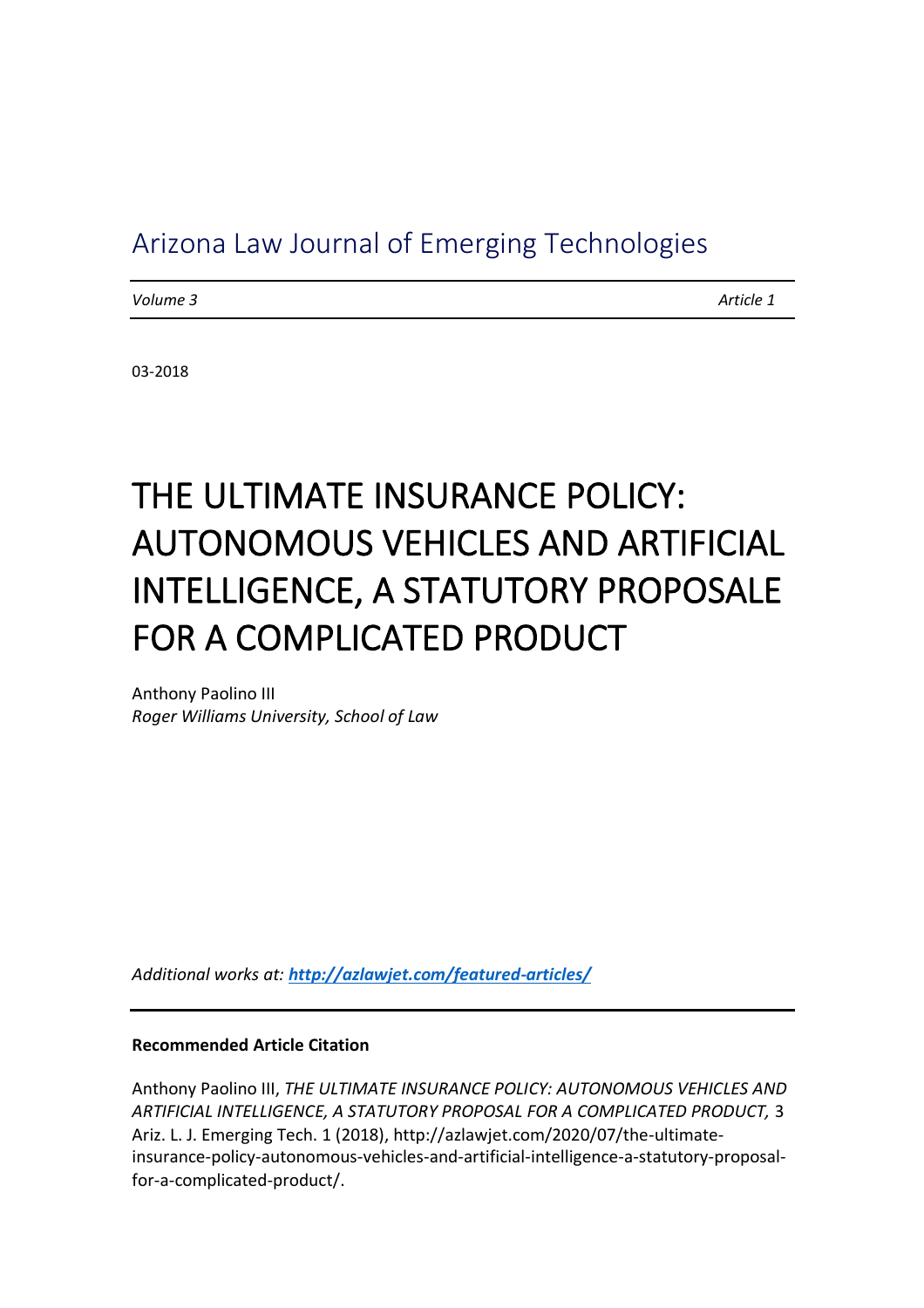Arizona Law Journal of Emerging Technologies

*Volume 3* *Article 1*

03-2018

# THE ULTIMATE INSURANCE POLICY: AUTONOMOUS VEHICLES AND ARTIFICIAL INTELLIGENCE, A STATUTORY PROPOSALE FOR A COMPLICATED PRODUCT

Anthony Paolino III
*Roger Williams University, School of Law*

*Additional works at: [http://azlawjet.com/featured-articles/](http://azlawjet.com/featured-articles/)*

**Recommended Article Citation**

Anthony Paolino III, *THE ULTIMATE INSURANCE POLICY: AUTONOMOUS VEHICLES AND ARTIFICIAL INTELLIGENCE, A STATUTORY PROPOSAL FOR A COMPLICATED PRODUCT,* 3 Ariz. L. J. Emerging Tech. 1 (2018), http://azlawjet.com/2020/07/the-ultimate-insurance-policy-autonomous-vehicles-and-artificial-intelligence-a-statutory-proposal-for-a-complicated-product/.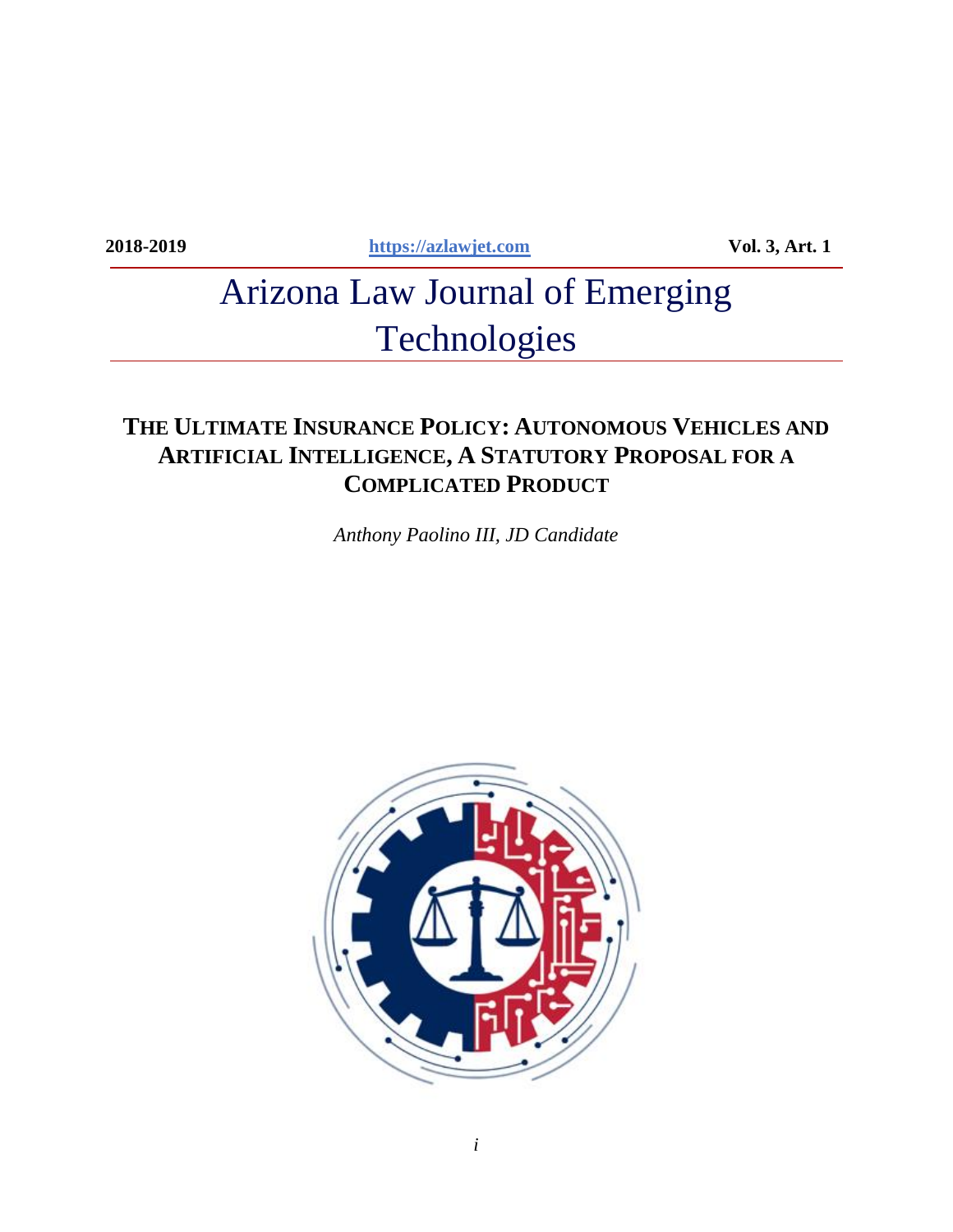2018-2019 https://azlawjet.com Vol. 3, Art. 1

# Arizona Law Journal of Emerging Technologies

## THE ULTIMATE INSURANCE POLICY: AUTONOMOUS VEHICLES AND ARTIFICIAL INTELLIGENCE, A STATUTORY PROPOSAL FOR A COMPLICATED PRODUCT

*Anthony Paolino III, JD Candidate*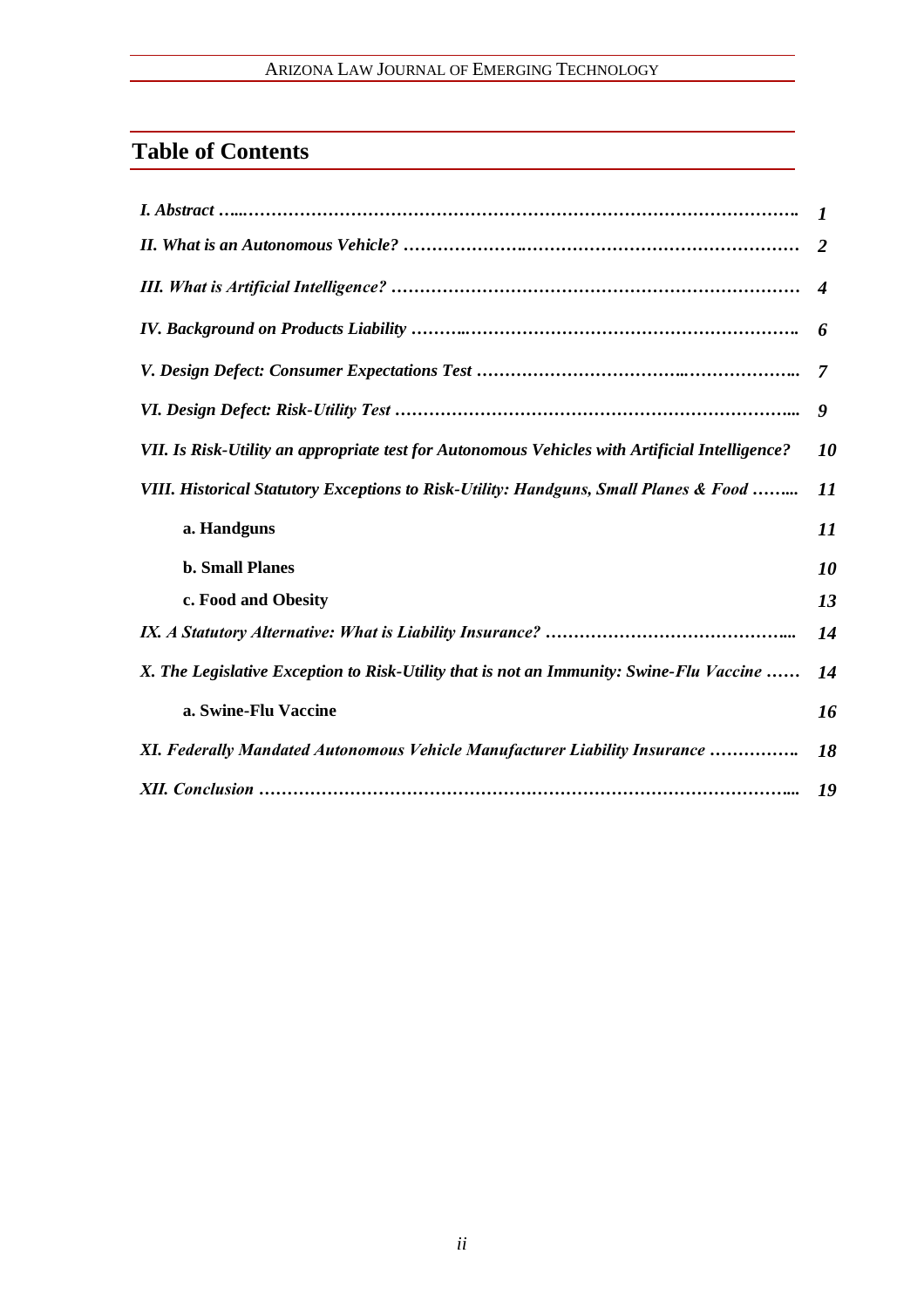## Table of Contents

| | |
|---|---|
| *I. Abstract* | *1* |
| *II. What is an Autonomous Vehicle?* | *2* |
| *III. What is Artificial Intelligence?* | *4* |
| *IV. Background on Products Liability* | *6* |
| *V. Design Defect: Consumer Expectations Test* | *7* |
| *VI. Design Defect: Risk-Utility Test* | *9* |
| *VII. Is Risk-Utility an appropriate test for Autonomous Vehicles with Artificial Intelligence?* | *10* |
| *VIII. Historical Statutory Exceptions to Risk-Utility: Handguns, Small Planes & Food* | *11* |
| **a. Handguns** | *11* |
| **b. Small Planes** | *10* |
| **c. Food and Obesity** | *13* |
| *IX. A Statutory Alternative: What is Liability Insurance?* | *14* |
| *X. The Legislative Exception to Risk-Utility that is not an Immunity: Swine-Flu Vaccine* | *14* |
| **a. Swine-Flu Vaccine** | *16* |
| *XI. Federally Mandated Autonomous Vehicle Manufacturer Liability Insurance* | *18* |
| *XII. Conclusion* | *19* |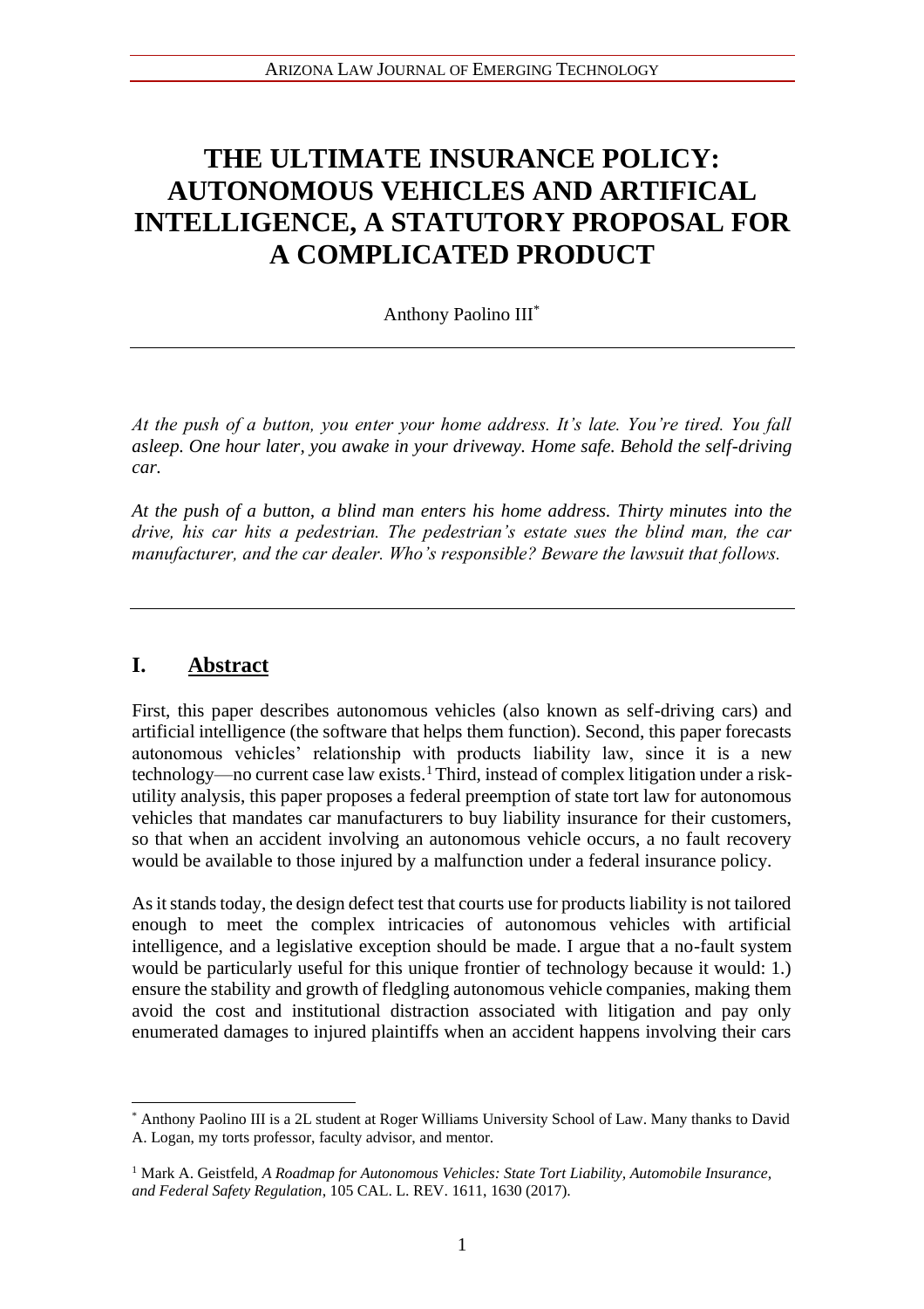# THE ULTIMATE INSURANCE POLICY: AUTONOMOUS VEHICLES AND ARTIFICAL INTELLIGENCE, A STATUTORY PROPOSAL FOR A COMPLICATED PRODUCT

Anthony Paolino III[*]

---

*At the push of a button, you enter your home address. It's late. You're tired. You fall asleep. One hour later, you awake in your driveway. Home safe. Behold the self-driving car.*

*At the push of a button, a blind man enters his home address. Thirty minutes into the drive, his car hits a pedestrian. The pedestrian's estate sues the blind man, the car manufacturer, and the car dealer. Who's responsible? Beware the lawsuit that follows.*

---

## I. Abstract

First, this paper describes autonomous vehicles (also known as self-driving cars) and artificial intelligence (the software that helps them function). Second, this paper forecasts autonomous vehicles' relationship with products liability law, since it is a new technology—no current case law exists.[1] Third, instead of complex litigation under a risk-utility analysis, this paper proposes a federal preemption of state tort law for autonomous vehicles that mandates car manufacturers to buy liability insurance for their customers, so that when an accident involving an autonomous vehicle occurs, a no fault recovery would be available to those injured by a malfunction under a federal insurance policy.

As it stands today, the design defect test that courts use for products liability is not tailored enough to meet the complex intricacies of autonomous vehicles with artificial intelligence, and a legislative exception should be made. I argue that a no-fault system would be particularly useful for this unique frontier of technology because it would: 1.) ensure the stability and growth of fledgling autonomous vehicle companies, making them avoid the cost and institutional distraction associated with litigation and pay only enumerated damages to injured plaintiffs when an accident happens involving their cars

---

[*] Anthony Paolino III is a 2L student at Roger Williams University School of Law. Many thanks to David A. Logan, my torts professor, faculty advisor, and mentor.

[1] Mark A. Geistfeld, *A Roadmap for Autonomous Vehicles: State Tort Liability, Automobile Insurance, and Federal Safety Regulation*, 105 CAL. L. REV. 1611, 1630 (2017).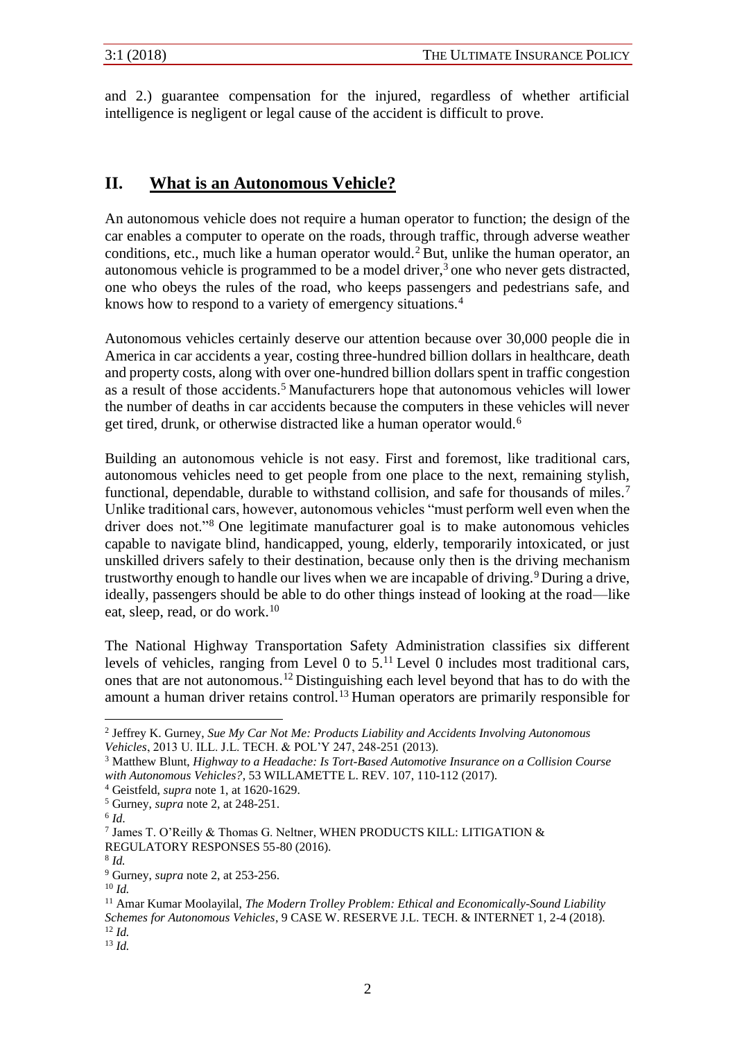and 2.) guarantee compensation for the injured, regardless of whether artificial intelligence is negligent or legal cause of the accident is difficult to prove.

## II. What is an Autonomous Vehicle?

An autonomous vehicle does not require a human operator to function; the design of the car enables a computer to operate on the roads, through traffic, through adverse weather conditions, etc., much like a human operator would.[2] But, unlike the human operator, an autonomous vehicle is programmed to be a model driver,[3] one who never gets distracted, one who obeys the rules of the road, who keeps passengers and pedestrians safe, and knows how to respond to a variety of emergency situations.[4]

Autonomous vehicles certainly deserve our attention because over 30,000 people die in America in car accidents a year, costing three-hundred billion dollars in healthcare, death and property costs, along with over one-hundred billion dollars spent in traffic congestion as a result of those accidents.[5] Manufacturers hope that autonomous vehicles will lower the number of deaths in car accidents because the computers in these vehicles will never get tired, drunk, or otherwise distracted like a human operator would.[6]

Building an autonomous vehicle is not easy. First and foremost, like traditional cars, autonomous vehicles need to get people from one place to the next, remaining stylish, functional, dependable, durable to withstand collision, and safe for thousands of miles.[7] Unlike traditional cars, however, autonomous vehicles "must perform well even when the driver does not."[8] One legitimate manufacturer goal is to make autonomous vehicles capable to navigate blind, handicapped, young, elderly, temporarily intoxicated, or just unskilled drivers safely to their destination, because only then is the driving mechanism trustworthy enough to handle our lives when we are incapable of driving.[9] During a drive, ideally, passengers should be able to do other things instead of looking at the road—like eat, sleep, read, or do work.[10]

The National Highway Transportation Safety Administration classifies six different levels of vehicles, ranging from Level 0 to 5.[11] Level 0 includes most traditional cars, ones that are not autonomous.[12] Distinguishing each level beyond that has to do with the amount a human driver retains control.[13] Human operators are primarily responsible for

---

[2] Jeffrey K. Gurney, *Sue My Car Not Me: Products Liability and Accidents Involving Autonomous Vehicles*, 2013 U. ILL. J.L. TECH. & POL'Y 247, 248-251 (2013).

[3] Matthew Blunt, *Highway to a Headache: Is Tort-Based Automotive Insurance on a Collision Course with Autonomous Vehicles?*, 53 WILLAMETTE L. REV. 107, 110-112 (2017).

[4] Geistfeld, *supra* note 1, at 1620-1629.

[5] Gurney, *supra* note 2, at 248-251.

[6] *Id*.

[7] James T. O'Reilly & Thomas G. Neltner, WHEN PRODUCTS KILL: LITIGATION & REGULATORY RESPONSES 55-80 (2016).

[8] *Id.*

[9] Gurney, *supra* note 2, at 253-256.

[10] *Id.*

[11] Amar Kumar Moolayilal, *The Modern Trolley Problem: Ethical and Economically-Sound Liability Schemes for Autonomous Vehicles*, 9 CASE W. RESERVE J.L. TECH. & INTERNET 1, 2-4 (2018).

[12] *Id.*

[13] *Id.*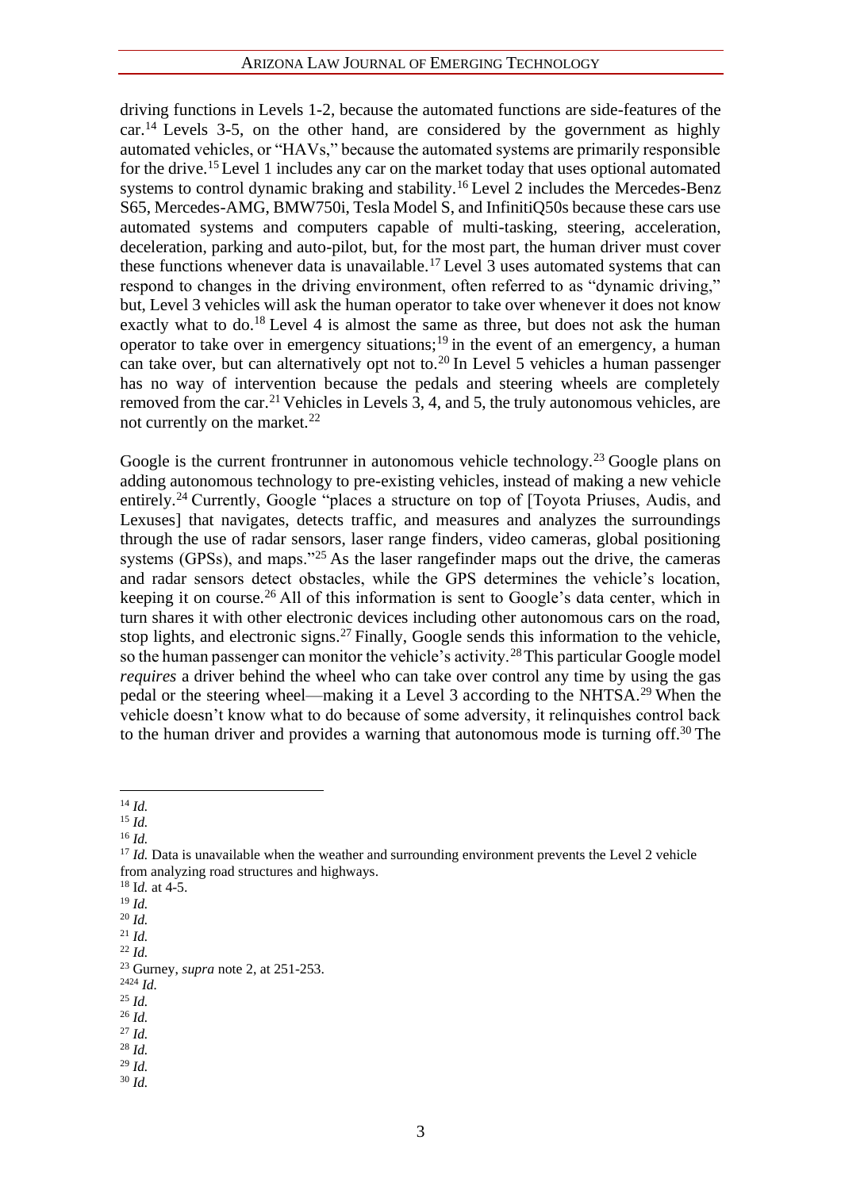driving functions in Levels 1-2, because the automated functions are side-features of the car.[14] Levels 3-5, on the other hand, are considered by the government as highly automated vehicles, or "HAVs," because the automated systems are primarily responsible for the drive.[15] Level 1 includes any car on the market today that uses optional automated systems to control dynamic braking and stability.[16] Level 2 includes the Mercedes-Benz S65, Mercedes-AMG, BMW750i, Tesla Model S, and InfinitiQ50s because these cars use automated systems and computers capable of multi-tasking, steering, acceleration, deceleration, parking and auto-pilot, but, for the most part, the human driver must cover these functions whenever data is unavailable.[17] Level 3 uses automated systems that can respond to changes in the driving environment, often referred to as "dynamic driving," but, Level 3 vehicles will ask the human operator to take over whenever it does not know exactly what to do.[18] Level 4 is almost the same as three, but does not ask the human operator to take over in emergency situations;[19] in the event of an emergency, a human can take over, but can alternatively opt not to.[20] In Level 5 vehicles a human passenger has no way of intervention because the pedals and steering wheels are completely removed from the car.[21] Vehicles in Levels 3, 4, and 5, the truly autonomous vehicles, are not currently on the market.[22]

Google is the current frontrunner in autonomous vehicle technology.[23] Google plans on adding autonomous technology to pre-existing vehicles, instead of making a new vehicle entirely.[24] Currently, Google "places a structure on top of [Toyota Priuses, Audis, and Lexuses] that navigates, detects traffic, and measures and analyzes the surroundings through the use of radar sensors, laser range finders, video cameras, global positioning systems (GPSs), and maps."[25] As the laser rangefinder maps out the drive, the cameras and radar sensors detect obstacles, while the GPS determines the vehicle's location, keeping it on course.[26] All of this information is sent to Google's data center, which in turn shares it with other electronic devices including other autonomous cars on the road, stop lights, and electronic signs.[27] Finally, Google sends this information to the vehicle, so the human passenger can monitor the vehicle's activity.[28] This particular Google model *requires* a driver behind the wheel who can take over control any time by using the gas pedal or the steering wheel—making it a Level 3 according to the NHTSA.[29] When the vehicle doesn't know what to do because of some adversity, it relinquishes control back to the human driver and provides a warning that autonomous mode is turning off.[30] The

---

[14] *Id.*

[15] *Id.*

[16] *Id.*

[17] *Id.* Data is unavailable when the weather and surrounding environment prevents the Level 2 vehicle from analyzing road structures and highways.

[18] Id. at 4-5.

[19] *Id.*

[20] *Id.*

[21] *Id.*

[22] *Id.*

[23] Gurney, *supra* note 2, at 251-253.

[2424] *Id.*

[25] *Id.*

[26] *Id.*

[27] *Id.*

[28] *Id.*

[29] *Id.*

[30] *Id.*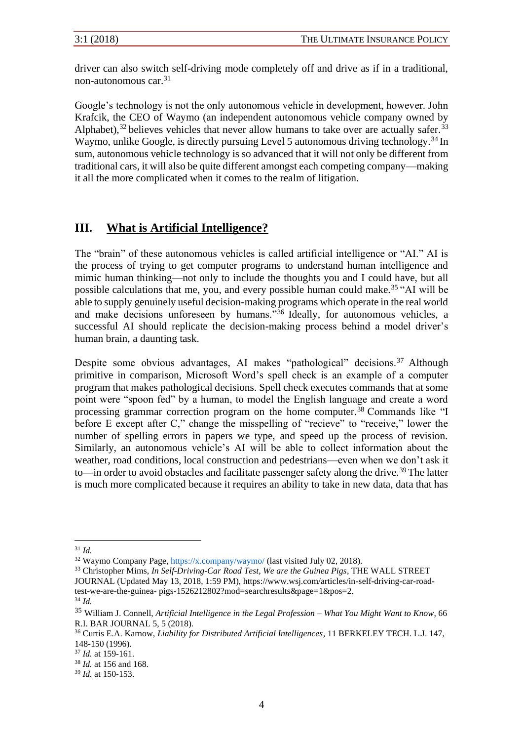driver can also switch self-driving mode completely off and drive as if in a traditional, non-autonomous car.[31]

Google's technology is not the only autonomous vehicle in development, however. John Krafcik, the CEO of Waymo (an independent autonomous vehicle company owned by Alphabet),[32] believes vehicles that never allow humans to take over are actually safer.[33] Waymo, unlike Google, is directly pursuing Level 5 autonomous driving technology.[34] In sum, autonomous vehicle technology is so advanced that it will not only be different from traditional cars, it will also be quite different amongst each competing company—making it all the more complicated when it comes to the realm of litigation.

## III. What is Artificial Intelligence?

The "brain" of these autonomous vehicles is called artificial intelligence or "AI." AI is the process of trying to get computer programs to understand human intelligence and mimic human thinking—not only to include the thoughts you and I could have, but all possible calculations that me, you, and every possible human could make.[35] "AI will be able to supply genuinely useful decision-making programs which operate in the real world and make decisions unforeseen by humans."[36] Ideally, for autonomous vehicles, a successful AI should replicate the decision-making process behind a model driver's human brain, a daunting task.

Despite some obvious advantages, AI makes "pathological" decisions.[37] Although primitive in comparison, Microsoft Word's spell check is an example of a computer program that makes pathological decisions. Spell check executes commands that at some point were "spoon fed" by a human, to model the English language and create a word processing grammar correction program on the home computer.[38] Commands like "I before E except after C," change the misspelling of "recieve" to "receive," lower the number of spelling errors in papers we type, and speed up the process of revision. Similarly, an autonomous vehicle's AI will be able to collect information about the weather, road conditions, local construction and pedestrians—even when we don't ask it to—in order to avoid obstacles and facilitate passenger safety along the drive.[39] The latter is much more complicated because it requires an ability to take in new data, data that has

---

[31] *Id.*

[32] Waymo Company Page, https://x.company/waymo/ (last visited July 02, 2018).

[33] Christopher Mims, *In Self-Driving-Car Road Test, We are the Guinea Pigs*, THE WALL STREET JOURNAL (Updated May 13, 2018, 1:59 PM), https://www.wsj.com/articles/in-self-driving-car-road-test-we-are-the-guinea- pigs-1526212802?mod=searchresults&page=1&pos=2.

[34] *Id.*

[35] William J. Connell, *Artificial Intelligence in the Legal Profession – What You Might Want to Know*, 66 R.I. BAR JOURNAL 5, 5 (2018).

[36] Curtis E.A. Karnow, *Liability for Distributed Artificial Intelligences*, 11 BERKELEY TECH. L.J. 147, 148-150 (1996).

[37] *Id.* at 159-161.

[38] *Id.* at 156 and 168.

[39] *Id.* at 150-153.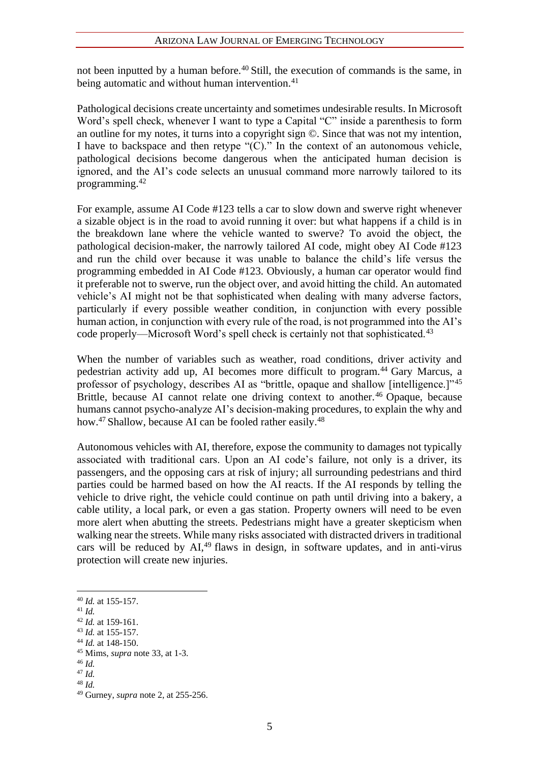not been inputted by a human before.[40] Still, the execution of commands is the same, in being automatic and without human intervention.[41]

Pathological decisions create uncertainty and sometimes undesirable results. In Microsoft Word's spell check, whenever I want to type a Capital "C" inside a parenthesis to form an outline for my notes, it turns into a copyright sign ©. Since that was not my intention, I have to backspace and then retype "(C)." In the context of an autonomous vehicle, pathological decisions become dangerous when the anticipated human decision is ignored, and the AI's code selects an unusual command more narrowly tailored to its programming.[42]

For example, assume AI Code #123 tells a car to slow down and swerve right whenever a sizable object is in the road to avoid running it over: but what happens if a child is in the breakdown lane where the vehicle wanted to swerve? To avoid the object, the pathological decision-maker, the narrowly tailored AI code, might obey AI Code #123 and run the child over because it was unable to balance the child's life versus the programming embedded in AI Code #123. Obviously, a human car operator would find it preferable not to swerve, run the object over, and avoid hitting the child. An automated vehicle's AI might not be that sophisticated when dealing with many adverse factors, particularly if every possible weather condition, in conjunction with every possible human action, in conjunction with every rule of the road, is not programmed into the AI's code properly—Microsoft Word's spell check is certainly not that sophisticated.[43]

When the number of variables such as weather, road conditions, driver activity and pedestrian activity add up, AI becomes more difficult to program.[44] Gary Marcus, a professor of psychology, describes AI as "brittle, opaque and shallow [intelligence.]"[45] Brittle, because AI cannot relate one driving context to another.[46] Opaque, because humans cannot psycho-analyze AI's decision-making procedures, to explain the why and how.[47] Shallow, because AI can be fooled rather easily.[48]

Autonomous vehicles with AI, therefore, expose the community to damages not typically associated with traditional cars. Upon an AI code's failure, not only is a driver, its passengers, and the opposing cars at risk of injury; all surrounding pedestrians and third parties could be harmed based on how the AI reacts. If the AI responds by telling the vehicle to drive right, the vehicle could continue on path until driving into a bakery, a cable utility, a local park, or even a gas station. Property owners will need to be even more alert when abutting the streets. Pedestrians might have a greater skepticism when walking near the streets. While many risks associated with distracted drivers in traditional cars will be reduced by AI,[49] flaws in design, in software updates, and in anti-virus protection will create new injuries.

---

[40] *Id.* at 155-157.

[41] *Id.*

[42] *Id.* at 159-161.

[43] *Id.* at 155-157.

[44] *Id.* at 148-150.

[45] Mims, *supra* note 33, at 1-3.

[46] *Id.*

[47] *Id.*

[48] *Id.*

[49] Gurney, *supra* note 2, at 255-256.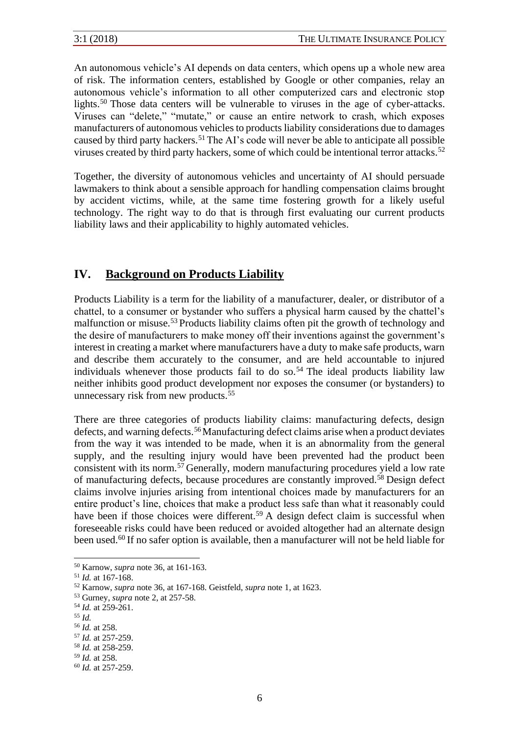An autonomous vehicle's AI depends on data centers, which opens up a whole new area of risk. The information centers, established by Google or other companies, relay an autonomous vehicle's information to all other computerized cars and electronic stop lights.[50] Those data centers will be vulnerable to viruses in the age of cyber-attacks. Viruses can "delete," "mutate," or cause an entire network to crash, which exposes manufacturers of autonomous vehicles to products liability considerations due to damages caused by third party hackers.[51] The AI's code will never be able to anticipate all possible viruses created by third party hackers, some of which could be intentional terror attacks.[52]

Together, the diversity of autonomous vehicles and uncertainty of AI should persuade lawmakers to think about a sensible approach for handling compensation claims brought by accident victims, while, at the same time fostering growth for a likely useful technology. The right way to do that is through first evaluating our current products liability laws and their applicability to highly automated vehicles.

## IV. <u>Background on Products Liability</u>

Products Liability is a term for the liability of a manufacturer, dealer, or distributor of a chattel, to a consumer or bystander who suffers a physical harm caused by the chattel's malfunction or misuse.[53] Products liability claims often pit the growth of technology and the desire of manufacturers to make money off their inventions against the government's interest in creating a market where manufacturers have a duty to make safe products, warn and describe them accurately to the consumer, and are held accountable to injured individuals whenever those products fail to do so.[54] The ideal products liability law neither inhibits good product development nor exposes the consumer (or bystanders) to unnecessary risk from new products.[55]

There are three categories of products liability claims: manufacturing defects, design defects, and warning defects.[56] Manufacturing defect claims arise when a product deviates from the way it was intended to be made, when it is an abnormality from the general supply, and the resulting injury would have been prevented had the product been consistent with its norm.[57] Generally, modern manufacturing procedures yield a low rate of manufacturing defects, because procedures are constantly improved.[58] Design defect claims involve injuries arising from intentional choices made by manufacturers for an entire product's line, choices that make a product less safe than what it reasonably could have been if those choices were different.[59] A design defect claim is successful when foreseeable risks could have been reduced or avoided altogether had an alternate design been used.[60] If no safer option is available, then a manufacturer will not be held liable for

---

[50] Karnow, *supra* note 36, at 161-163.

[51] *Id.* at 167-168.

[52] Karnow, *supra* note 36, at 167-168. Geistfeld, *supra* note 1, at 1623.

[53] Gurney, *supra* note 2, at 257-58.

[54] *Id.* at 259-261.

[55] *Id.*

[56] *Id.* at 258.

[57] *Id.* at 257-259.

[58] *Id.* at 258-259.

[59] *Id.* at 258.

[60] *Id.* at 257-259.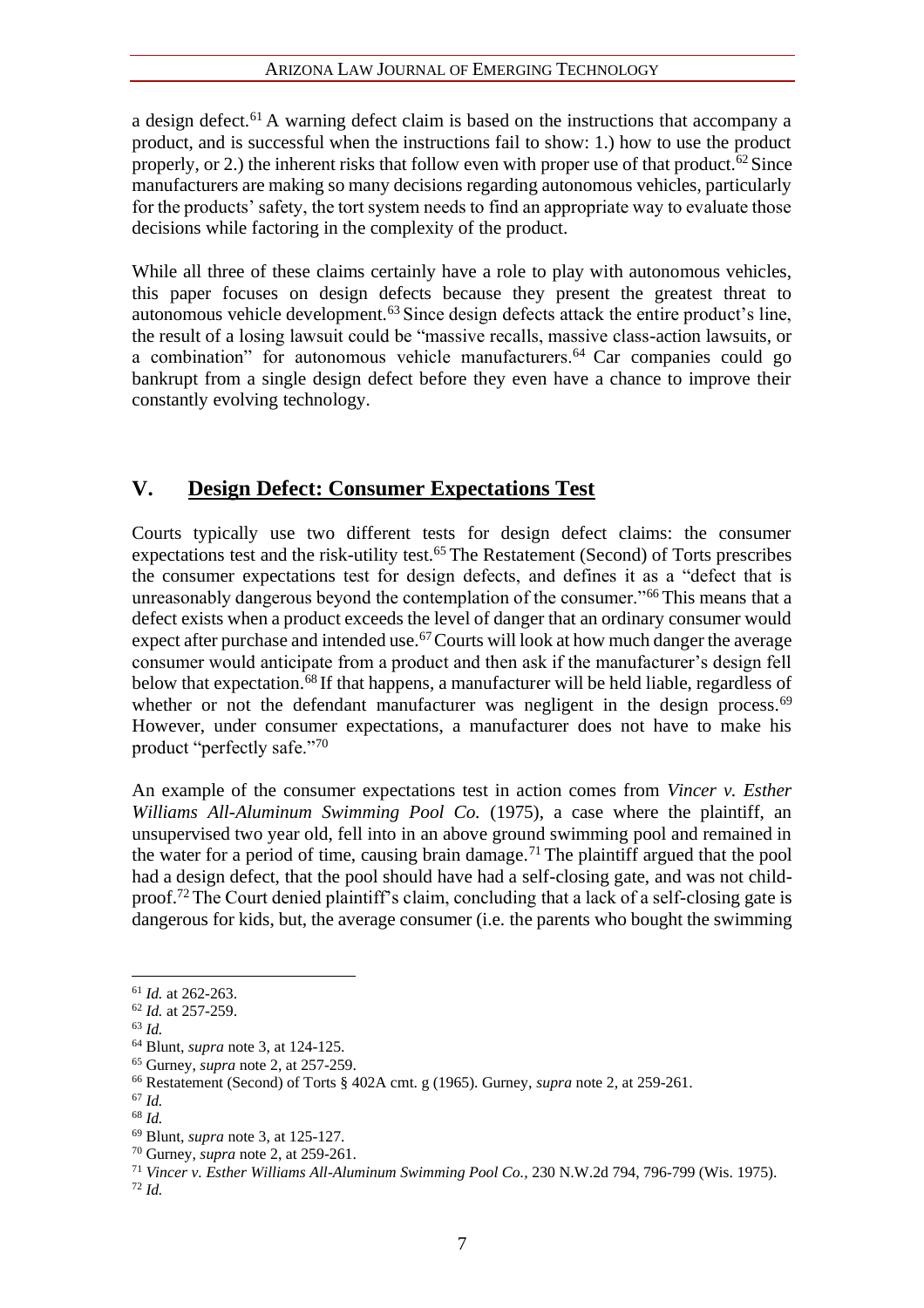a design defect.[61] A warning defect claim is based on the instructions that accompany a product, and is successful when the instructions fail to show: 1.) how to use the product properly, or 2.) the inherent risks that follow even with proper use of that product.[62] Since manufacturers are making so many decisions regarding autonomous vehicles, particularly for the products' safety, the tort system needs to find an appropriate way to evaluate those decisions while factoring in the complexity of the product.

While all three of these claims certainly have a role to play with autonomous vehicles, this paper focuses on design defects because they present the greatest threat to autonomous vehicle development.[63] Since design defects attack the entire product's line, the result of a losing lawsuit could be "massive recalls, massive class-action lawsuits, or a combination" for autonomous vehicle manufacturers.[64] Car companies could go bankrupt from a single design defect before they even have a chance to improve their constantly evolving technology.

## V. <u>Design Defect: Consumer Expectations Test</u>

Courts typically use two different tests for design defect claims: the consumer expectations test and the risk-utility test.[65] The Restatement (Second) of Torts prescribes the consumer expectations test for design defects, and defines it as a "defect that is unreasonably dangerous beyond the contemplation of the consumer."[66] This means that a defect exists when a product exceeds the level of danger that an ordinary consumer would expect after purchase and intended use.[67] Courts will look at how much danger the average consumer would anticipate from a product and then ask if the manufacturer's design fell below that expectation.[68] If that happens, a manufacturer will be held liable, regardless of whether or not the defendant manufacturer was negligent in the design process.[69] However, under consumer expectations, a manufacturer does not have to make his product "perfectly safe."[70]

An example of the consumer expectations test in action comes from *Vincer v. Esther Williams All-Aluminum Swimming Pool Co.* (1975), a case where the plaintiff, an unsupervised two year old, fell into an above ground swimming pool and remained in the water for a period of time, causing brain damage.[71] The plaintiff argued that the pool had a design defect, that the pool should have had a self-closing gate, and was not child-proof.[72] The Court denied plaintiff's claim, concluding that a lack of a self-closing gate is dangerous for kids, but, the average consumer (i.e. the parents who bought the swimming

---

[61] *Id.* at 262-263.

[62] *Id.* at 257-259.

[63] *Id.*

[64] Blunt, *supra* note 3, at 124-125.

[65] Gurney, *supra* note 2, at 257-259.

[66] Restatement (Second) of Torts § 402A cmt. g (1965). Gurney, *supra* note 2, at 259-261.

[67] *Id.*

[68] *Id.*

[69] Blunt, *supra* note 3, at 125-127.

[70] Gurney, *supra* note 2, at 259-261.

[71] *Vincer v. Esther Williams All-Aluminum Swimming Pool Co.*, 230 N.W.2d 794, 796-799 (Wis. 1975).

[72] *Id.*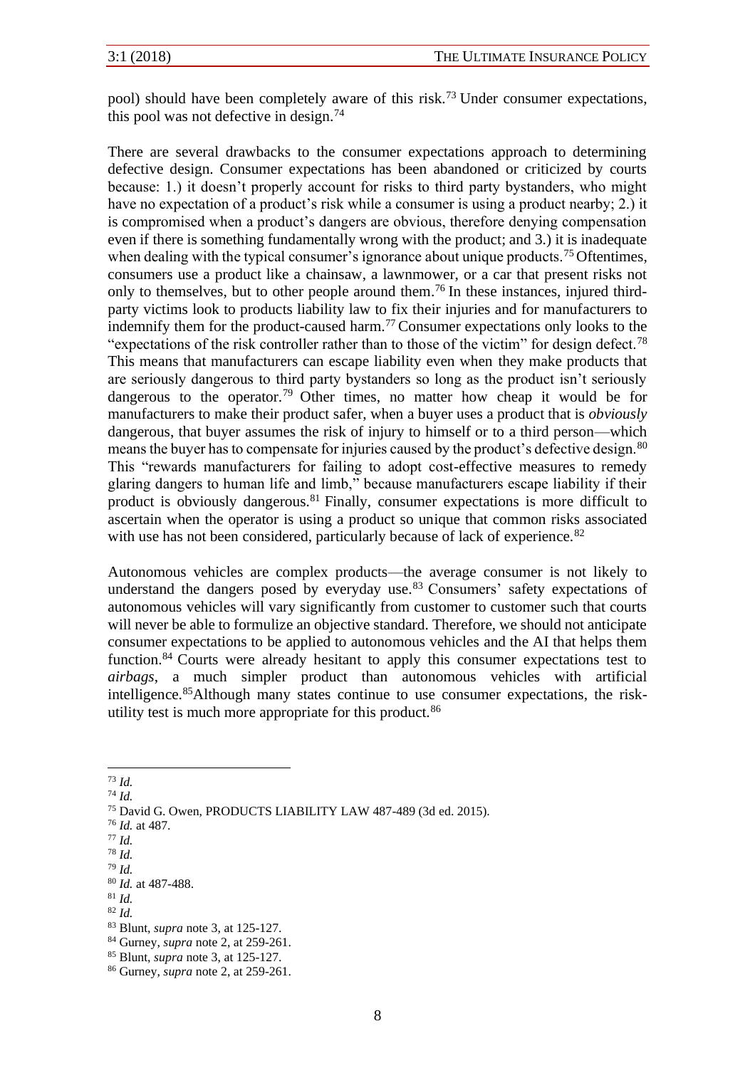pool) should have been completely aware of this risk.[73] Under consumer expectations, this pool was not defective in design.[74]

There are several drawbacks to the consumer expectations approach to determining defective design. Consumer expectations has been abandoned or criticized by courts because: 1.) it doesn't properly account for risks to third party bystanders, who might have no expectation of a product's risk while a consumer is using a product nearby; 2.) it is compromised when a product's dangers are obvious, therefore denying compensation even if there is something fundamentally wrong with the product; and 3.) it is inadequate when dealing with the typical consumer's ignorance about unique products.[75] Oftentimes, consumers use a product like a chainsaw, a lawnmower, or a car that present risks not only to themselves, but to other people around them.[76] In these instances, injured third-party victims look to products liability law to fix their injuries and for manufacturers to indemnify them for the product-caused harm.[77] Consumer expectations only looks to the "expectations of the risk controller rather than to those of the victim" for design defect.[78] This means that manufacturers can escape liability even when they make products that are seriously dangerous to third party bystanders so long as the product isn't seriously dangerous to the operator.[79] Other times, no matter how cheap it would be for manufacturers to make their product safer, when a buyer uses a product that is *obviously* dangerous, that buyer assumes the risk of injury to himself or to a third person—which means the buyer has to compensate for injuries caused by the product's defective design.[80] This "rewards manufacturers for failing to adopt cost-effective measures to remedy glaring dangers to human life and limb," because manufacturers escape liability if their product is obviously dangerous.[81] Finally, consumer expectations is more difficult to ascertain when the operator is using a product so unique that common risks associated with use has not been considered, particularly because of lack of experience.[82]

Autonomous vehicles are complex products—the average consumer is not likely to understand the dangers posed by everyday use.[83] Consumers' safety expectations of autonomous vehicles will vary significantly from customer to customer such that courts will never be able to formulize an objective standard. Therefore, we should not anticipate consumer expectations to be applied to autonomous vehicles and the AI that helps them function.[84] Courts were already hesitant to apply this consumer expectations test to *airbags*, a much simpler product than autonomous vehicles with artificial intelligence.[85]Although many states continue to use consumer expectations, the risk-utility test is much more appropriate for this product.[86]

---

[73] *Id.*

[74] *Id.*

[75] David G. Owen, PRODUCTS LIABILITY LAW 487-489 (3d ed. 2015).

[76] *Id.* at 487.

[77] *Id.*

[78] *Id.*

[79] *Id.*

[80] *Id.* at 487-488.

[81] *Id.*

[82] *Id.*

[83] Blunt, *supra* note 3, at 125-127.

[84] Gurney, *supra* note 2, at 259-261.

[85] Blunt, *supra* note 3, at 125-127.

[86] Gurney, *supra* note 2, at 259-261.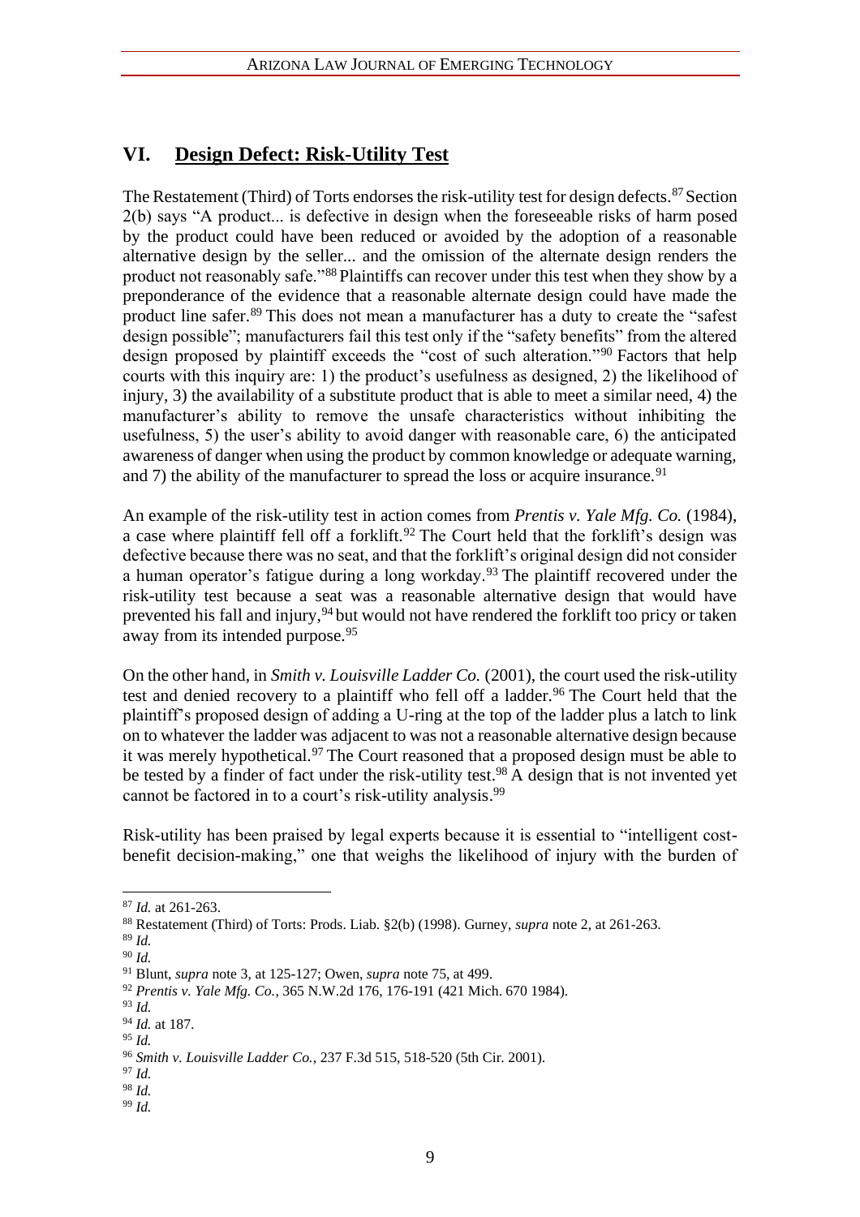## VI. Design Defect: Risk-Utility Test

The Restatement (Third) of Torts endorses the risk-utility test for design defects.[87] Section 2(b) says "A product... is defective in design when the foreseeable risks of harm posed by the product could have been reduced or avoided by the adoption of a reasonable alternative design by the seller... and the omission of the alternate design renders the product not reasonably safe."[88] Plaintiffs can recover under this test when they show by a preponderance of the evidence that a reasonable alternate design could have made the product line safer.[89] This does not mean a manufacturer has a duty to create the "safest design possible"; manufacturers fail this test only if the "safety benefits" from the altered design proposed by plaintiff exceeds the "cost of such alteration."[90] Factors that help courts with this inquiry are: 1) the product's usefulness as designed, 2) the likelihood of injury, 3) the availability of a substitute product that is able to meet a similar need, 4) the manufacturer's ability to remove the unsafe characteristics without inhibiting the usefulness, 5) the user's ability to avoid danger with reasonable care, 6) the anticipated awareness of danger when using the product by common knowledge or adequate warning, and 7) the ability of the manufacturer to spread the loss or acquire insurance.[91]

An example of the risk-utility test in action comes from *Prentis v. Yale Mfg. Co.* (1984), a case where plaintiff fell off a forklift.[92] The Court held that the forklift's design was defective because there was no seat, and that the forklift's original design did not consider a human operator's fatigue during a long workday.[93] The plaintiff recovered under the risk-utility test because a seat was a reasonable alternative design that would have prevented his fall and injury,[94] but would not have rendered the forklift too pricy or taken away from its intended purpose.[95]

On the other hand, in *Smith v. Louisville Ladder Co.* (2001), the court used the risk-utility test and denied recovery to a plaintiff who fell off a ladder.[96] The Court held that the plaintiff's proposed design of adding a U-ring at the top of the ladder plus a latch to link on to whatever the ladder was adjacent to was not a reasonable alternative design because it was merely hypothetical.[97] The Court reasoned that a proposed design must be able to be tested by a finder of fact under the risk-utility test.[98] A design that is not invented yet cannot be factored in to a court's risk-utility analysis.[99]

Risk-utility has been praised by legal experts because it is essential to "intelligent cost-benefit decision-making," one that weighs the likelihood of injury with the burden of

---

[87] *Id.* at 261-263.

[88] Restatement (Third) of Torts: Prods. Liab. §2(b) (1998). Gurney, *supra* note 2, at 261-263.

[89] *Id.*

[90] *Id.*

[91] Blunt, *supra* note 3, at 125-127; Owen, *supra* note 75, at 499.

[92] *Prentis v. Yale Mfg. Co.*, 365 N.W.2d 176, 176-191 (421 Mich. 670 1984).

[93] *Id.*

[94] *Id.* at 187.

[95] *Id.*

[96] *Smith v. Louisville Ladder Co.*, 237 F.3d 515, 518-520 (5th Cir. 2001).

[97] *Id.*

[98] *Id.*

[99] *Id.*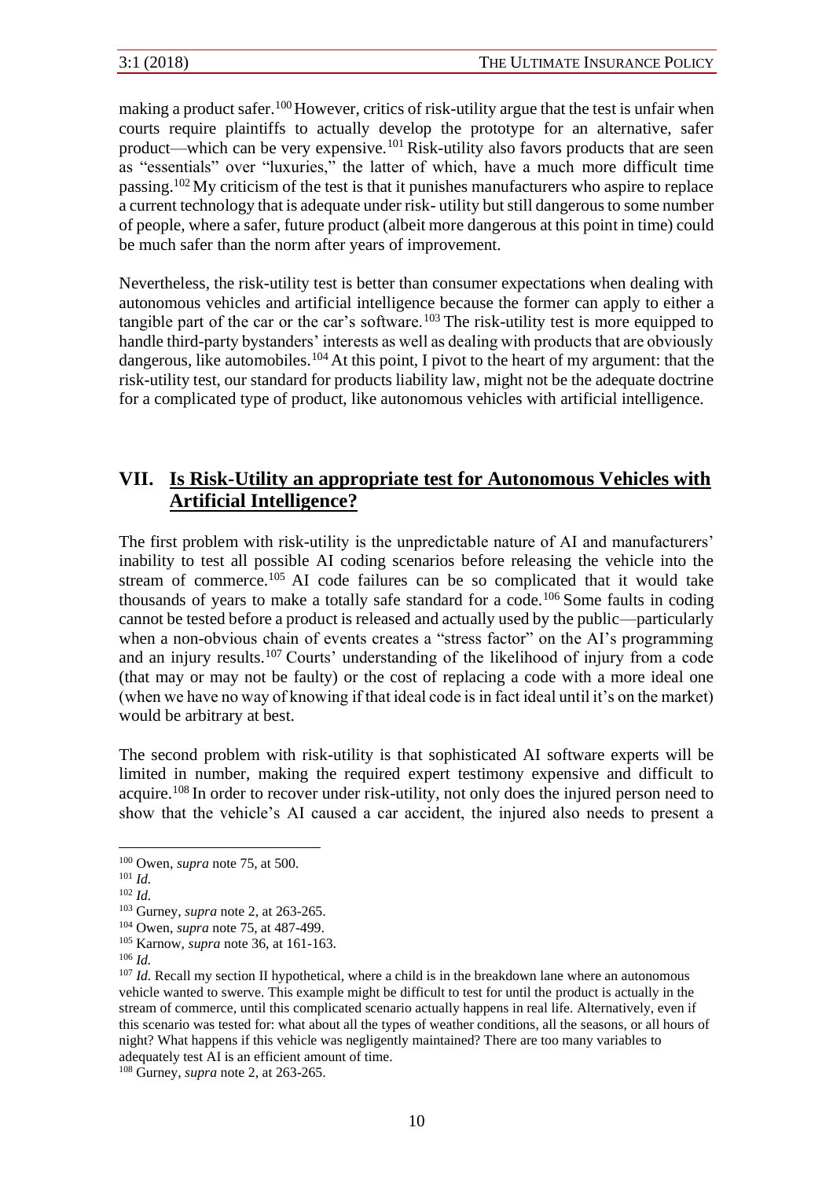making a product safer.[100] However, critics of risk-utility argue that the test is unfair when courts require plaintiffs to actually develop the prototype for an alternative, safer product—which can be very expensive.[101] Risk-utility also favors products that are seen as "essentials" over "luxuries," the latter of which, have a much more difficult time passing.[102] My criticism of the test is that it punishes manufacturers who aspire to replace a current technology that is adequate under risk- utility but still dangerous to some number of people, where a safer, future product (albeit more dangerous at this point in time) could be much safer than the norm after years of improvement.

Nevertheless, the risk-utility test is better than consumer expectations when dealing with autonomous vehicles and artificial intelligence because the former can apply to either a tangible part of the car or the car's software.[103] The risk-utility test is more equipped to handle third-party bystanders' interests as well as dealing with products that are obviously dangerous, like automobiles.[104] At this point, I pivot to the heart of my argument: that the risk-utility test, our standard for products liability law, might not be the adequate doctrine for a complicated type of product, like autonomous vehicles with artificial intelligence.

## VII. Is Risk-Utility an appropriate test for Autonomous Vehicles with Artificial Intelligence?

The first problem with risk-utility is the unpredictable nature of AI and manufacturers' inability to test all possible AI coding scenarios before releasing the vehicle into the stream of commerce.[105] AI code failures can be so complicated that it would take thousands of years to make a totally safe standard for a code.[106] Some faults in coding cannot be tested before a product is released and actually used by the public—particularly when a non-obvious chain of events creates a "stress factor" on the AI's programming and an injury results.[107] Courts' understanding of the likelihood of injury from a code (that may or may not be faulty) or the cost of replacing a code with a more ideal one (when we have no way of knowing if that ideal code is in fact ideal until it's on the market) would be arbitrary at best.

The second problem with risk-utility is that sophisticated AI software experts will be limited in number, making the required expert testimony expensive and difficult to acquire.[108] In order to recover under risk-utility, not only does the injured person need to show that the vehicle's AI caused a car accident, the injured also needs to present a

---

[100] Owen, *supra* note 75, at 500.

[101] *Id.*

[102] *Id.*

[103] Gurney, *supra* note 2, at 263-265.

[104] Owen, *supra* note 75, at 487-499.

[105] Karnow, *supra* note 36, at 161-163.

[106] *Id.*

[107] *Id.* Recall my section II hypothetical, where a child is in the breakdown lane where an autonomous vehicle wanted to swerve. This example might be difficult to test for until the product is actually in the stream of commerce, until this complicated scenario actually happens in real life. Alternatively, even if this scenario was tested for: what about all the types of weather conditions, all the seasons, or all hours of night? What happens if this vehicle was negligently maintained? There are too many variables to adequately test AI is an efficient amount of time.

[108] Gurney, *supra* note 2, at 263-265.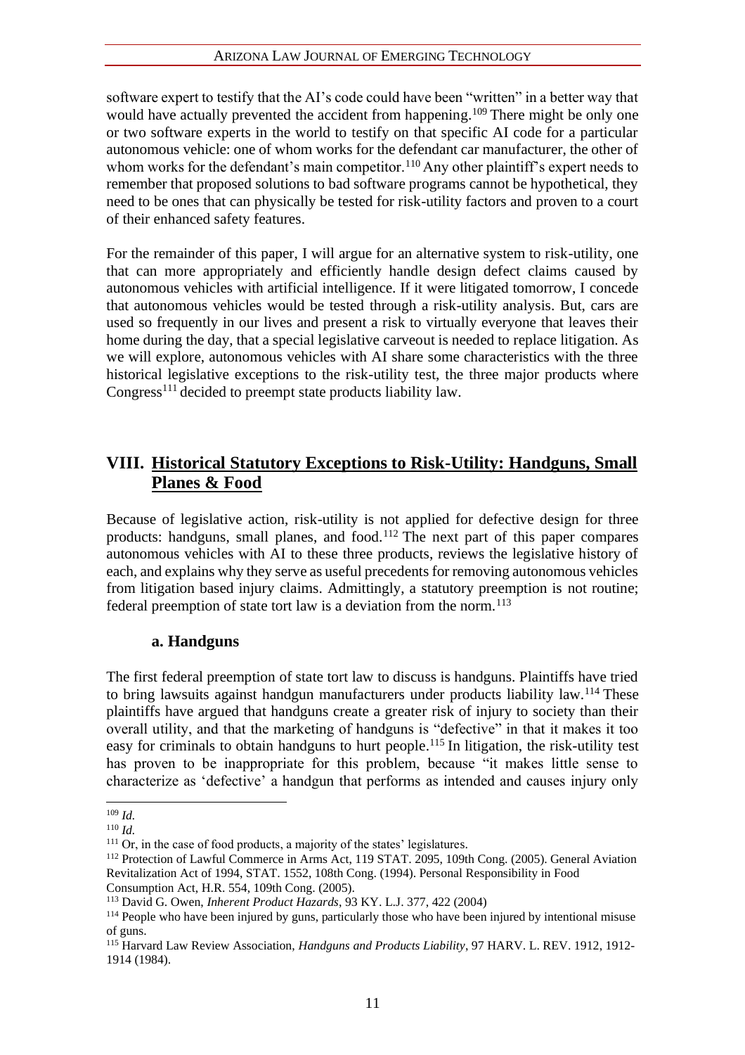software expert to testify that the AI's code could have been "written" in a better way that would have actually prevented the accident from happening.[109] There might be only one or two software experts in the world to testify on that specific AI code for a particular autonomous vehicle: one of whom works for the defendant car manufacturer, the other of whom works for the defendant's main competitor.[110] Any other plaintiff's expert needs to remember that proposed solutions to bad software programs cannot be hypothetical, they need to be ones that can physically be tested for risk-utility factors and proven to a court of their enhanced safety features.

For the remainder of this paper, I will argue for an alternative system to risk-utility, one that can more appropriately and efficiently handle design defect claims caused by autonomous vehicles with artificial intelligence. If it were litigated tomorrow, I concede that autonomous vehicles would be tested through a risk-utility analysis. But, cars are used so frequently in our lives and present a risk to virtually everyone that leaves their home during the day, that a special legislative carveout is needed to replace litigation. As we will explore, autonomous vehicles with AI share some characteristics with the three historical legislative exceptions to the risk-utility test, the three major products where Congress[111] decided to preempt state products liability law.

## VIII. <u>Historical Statutory Exceptions to Risk-Utility: Handguns, Small Planes & Food</u>

Because of legislative action, risk-utility is not applied for defective design for three products: handguns, small planes, and food.[112] The next part of this paper compares autonomous vehicles with AI to these three products, reviews the legislative history of each, and explains why they serve as useful precedents for removing autonomous vehicles from litigation based injury claims. Admittingly, a statutory preemption is not routine; federal preemption of state tort law is a deviation from the norm.[113]

### a. Handguns

The first federal preemption of state tort law to discuss is handguns. Plaintiffs have tried to bring lawsuits against handgun manufacturers under products liability law.[114] These plaintiffs have argued that handguns create a greater risk of injury to society than their overall utility, and that the marketing of handguns is "defective" in that it makes it too easy for criminals to obtain handguns to hurt people.[115] In litigation, the risk-utility test has proven to be inappropriate for this problem, because "it makes little sense to characterize as 'defective' a handgun that performs as intended and causes injury only

---

[109] *Id.*

[110] *Id.*

[111] Or, in the case of food products, a majority of the states' legislatures.

[112] Protection of Lawful Commerce in Arms Act, 119 STAT. 2095, 109th Cong. (2005). General Aviation Revitalization Act of 1994, STAT. 1552, 108th Cong. (1994). Personal Responsibility in Food Consumption Act, H.R. 554, 109th Cong. (2005).

[113] David G. Owen, *Inherent Product Hazards*, 93 KY. L.J. 377, 422 (2004)

[114] People who have been injured by guns, particularly those who have been injured by intentional misuse of guns.

[115] Harvard Law Review Association, *Handguns and Products Liability*, 97 HARV. L. REV. 1912, 1912-1914 (1984).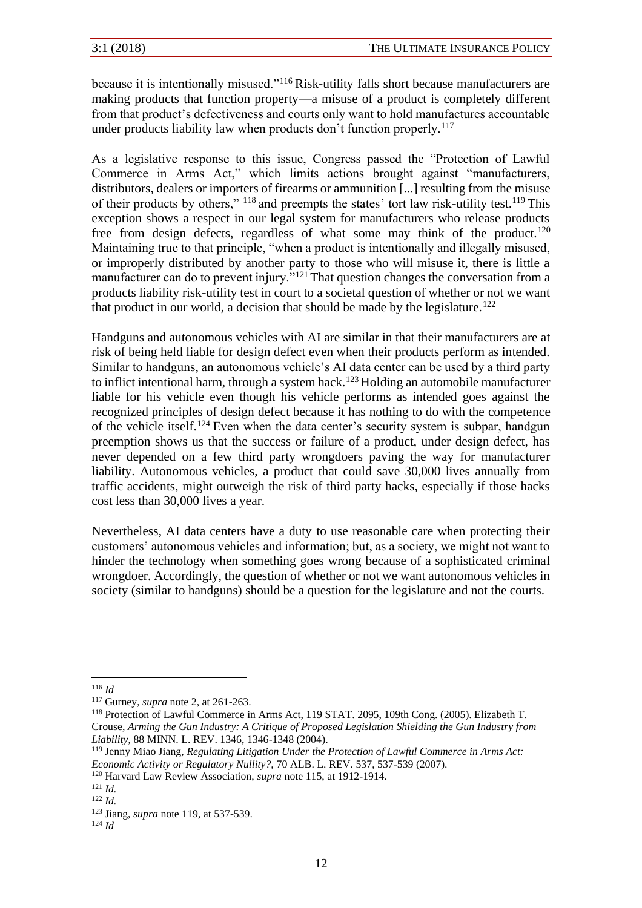because it is intentionally misused."[116] Risk-utility falls short because manufacturers are making products that function property—a misuse of a product is completely different from that product's defectiveness and courts only want to hold manufactures accountable under products liability law when products don't function properly.[117]

As a legislative response to this issue, Congress passed the "Protection of Lawful Commerce in Arms Act," which limits actions brought against "manufacturers, distributors, dealers or importers of firearms or ammunition [...] resulting from the misuse of their products by others," [118] and preempts the states' tort law risk-utility test.[119] This exception shows a respect in our legal system for manufacturers who release products free from design defects, regardless of what some may think of the product.[120] Maintaining true to that principle, "when a product is intentionally and illegally misused, or improperly distributed by another party to those who will misuse it, there is little a manufacturer can do to prevent injury."[121] That question changes the conversation from a products liability risk-utility test in court to a societal question of whether or not we want that product in our world, a decision that should be made by the legislature.[122]

Handguns and autonomous vehicles with AI are similar in that their manufacturers are at risk of being held liable for design defect even when their products perform as intended. Similar to handguns, an autonomous vehicle's AI data center can be used by a third party to inflict intentional harm, through a system hack.[123] Holding an automobile manufacturer liable for his vehicle even though his vehicle performs as intended goes against the recognized principles of design defect because it has nothing to do with the competence of the vehicle itself.[124] Even when the data center's security system is subpar, handgun preemption shows us that the success or failure of a product, under design defect, has never depended on a few third party wrongdoers paving the way for manufacturer liability. Autonomous vehicles, a product that could save 30,000 lives annually from traffic accidents, might outweigh the risk of third party hacks, especially if those hacks cost less than 30,000 lives a year.

Nevertheless, AI data centers have a duty to use reasonable care when protecting their customers' autonomous vehicles and information; but, as a society, we might not want to hinder the technology when something goes wrong because of a sophisticated criminal wrongdoer. Accordingly, the question of whether or not we want autonomous vehicles in society (similar to handguns) should be a question for the legislature and not the courts.

---

[116] *Id*

[117] Gurney, *supra* note 2, at 261-263.

[118] Protection of Lawful Commerce in Arms Act, 119 STAT. 2095, 109th Cong. (2005). Elizabeth T. Crouse, *Arming the Gun Industry: A Critique of Proposed Legislation Shielding the Gun Industry from Liability*, 88 MINN. L. REV. 1346, 1346-1348 (2004).

[119] Jenny Miao Jiang, *Regulating Litigation Under the Protection of Lawful Commerce in Arms Act: Economic Activity or Regulatory Nullity?*, 70 ALB. L. REV. 537, 537-539 (2007).

[120] Harvard Law Review Association, *supra* note 115, at 1912-1914.

[121] *Id.*

[122] *Id.*

[123] Jiang, *supra* note 119, at 537-539.

[124] *Id*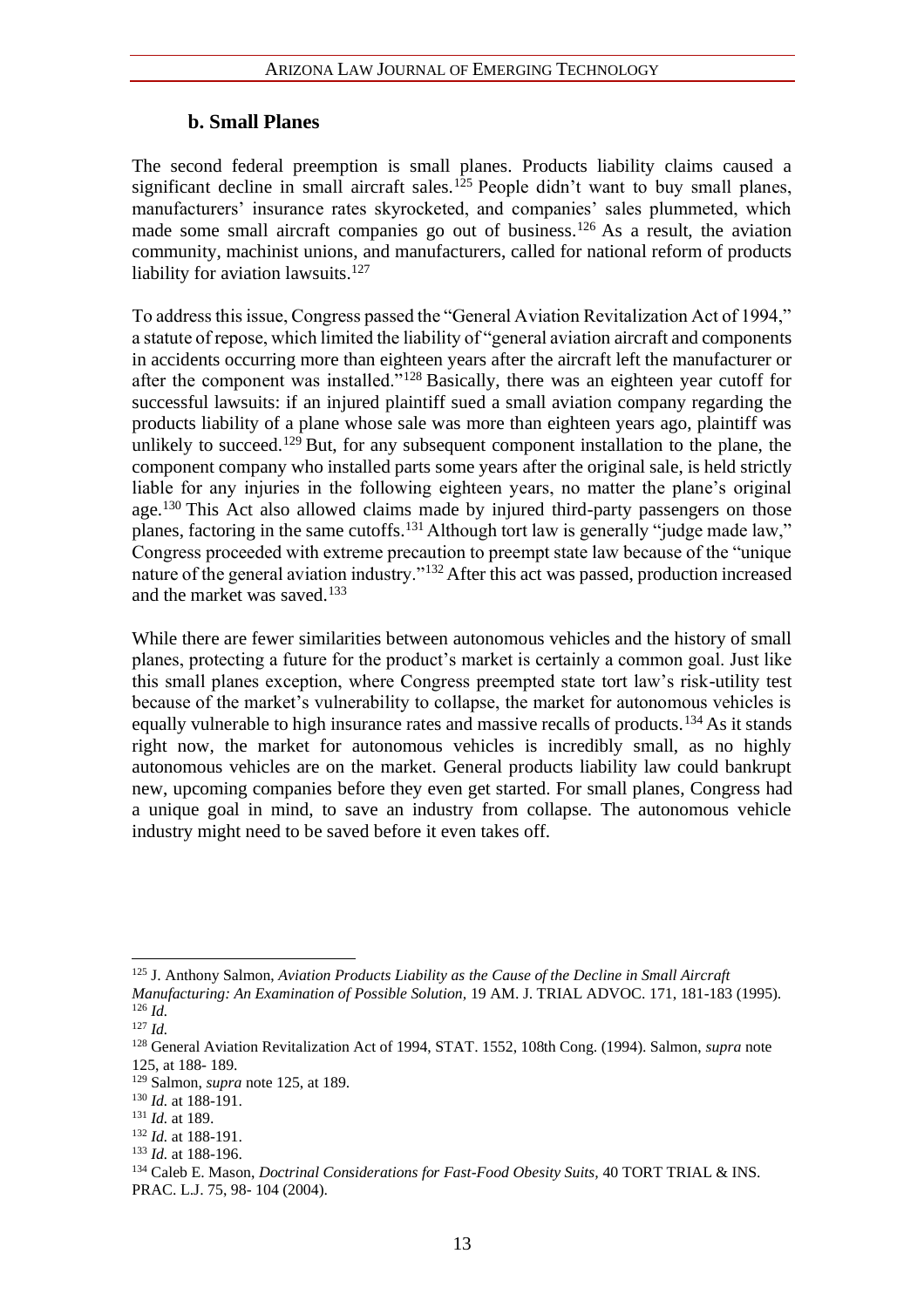### b. Small Planes

The second federal preemption is small planes. Products liability claims caused a significant decline in small aircraft sales.[125] People didn't want to buy small planes, manufacturers' insurance rates skyrocketed, and companies' sales plummeted, which made some small aircraft companies go out of business.[126] As a result, the aviation community, machinist unions, and manufacturers, called for national reform of products liability for aviation lawsuits.[127]

To address this issue, Congress passed the "General Aviation Revitalization Act of 1994," a statute of repose, which limited the liability of "general aviation aircraft and components in accidents occurring more than eighteen years after the aircraft left the manufacturer or after the component was installed."[128] Basically, there was an eighteen year cutoff for successful lawsuits: if an injured plaintiff sued a small aviation company regarding the products liability of a plane whose sale was more than eighteen years ago, plaintiff was unlikely to succeed.[129] But, for any subsequent component installation to the plane, the component company who installed parts some years after the original sale, is held strictly liable for any injuries in the following eighteen years, no matter the plane's original age.[130] This Act also allowed claims made by injured third-party passengers on those planes, factoring in the same cutoffs.[131] Although tort law is generally "judge made law," Congress proceeded with extreme precaution to preempt state law because of the "unique nature of the general aviation industry."[132] After this act was passed, production increased and the market was saved.[133]

While there are fewer similarities between autonomous vehicles and the history of small planes, protecting a future for the product's market is certainly a common goal. Just like this small planes exception, where Congress preempted state tort law's risk-utility test because of the market's vulnerability to collapse, the market for autonomous vehicles is equally vulnerable to high insurance rates and massive recalls of products.[134] As it stands right now, the market for autonomous vehicles is incredibly small, as no highly autonomous vehicles are on the market. General products liability law could bankrupt new, upcoming companies before they even get started. For small planes, Congress had a unique goal in mind, to save an industry from collapse. The autonomous vehicle industry might need to be saved before it even takes off.

---

[125] J. Anthony Salmon, *Aviation Products Liability as the Cause of the Decline in Small Aircraft Manufacturing: An Examination of Possible Solution*, 19 AM. J. TRIAL ADVOC. 171, 181-183 (1995).

[126] *Id.*

[127] *Id.*

[128] General Aviation Revitalization Act of 1994, STAT. 1552, 108th Cong. (1994). Salmon, *supra* note 125, at 188- 189.

[129] Salmon, *supra* note 125, at 189.

[130] *Id.* at 188-191.

[131] *Id.* at 189.

[132] *Id.* at 188-191.

[133] *Id.* at 188-196.

[134] Caleb E. Mason, *Doctrinal Considerations for Fast-Food Obesity Suits*, 40 TORT TRIAL & INS. PRAC. L.J. 75, 98- 104 (2004).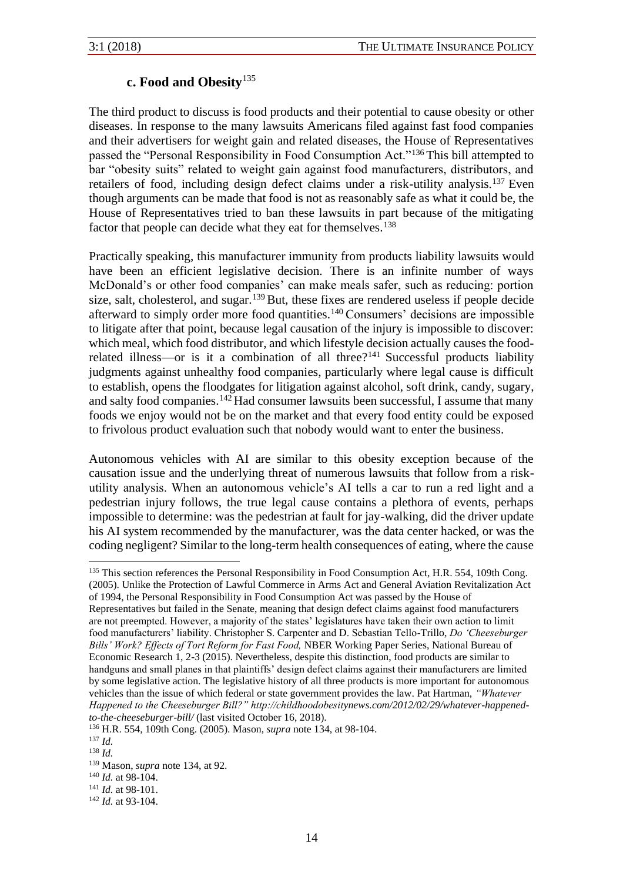### c. Food and Obesity[135]

The third product to discuss is food products and their potential to cause obesity or other diseases. In response to the many lawsuits Americans filed against fast food companies and their advertisers for weight gain and related diseases, the House of Representatives passed the "Personal Responsibility in Food Consumption Act."[136] This bill attempted to bar "obesity suits" related to weight gain against food manufacturers, distributors, and retailers of food, including design defect claims under a risk-utility analysis.[137] Even though arguments can be made that food is not as reasonably safe as what it could be, the House of Representatives tried to ban these lawsuits in part because of the mitigating factor that people can decide what they eat for themselves.[138]

Practically speaking, this manufacturer immunity from products liability lawsuits would have been an efficient legislative decision. There is an infinite number of ways McDonald's or other food companies' can make meals safer, such as reducing: portion size, salt, cholesterol, and sugar.[139] But, these fixes are rendered useless if people decide afterward to simply order more food quantities.[140] Consumers' decisions are impossible to litigate after that point, because legal causation of the injury is impossible to discover: which meal, which food distributor, and which lifestyle decision actually causes the food-related illness—or is it a combination of all three?[141] Successful products liability judgments against unhealthy food companies, particularly where legal cause is difficult to establish, opens the floodgates for litigation against alcohol, soft drink, candy, sugary, and salty food companies.[142] Had consumer lawsuits been successful, I assume that many foods we enjoy would not be on the market and that every food entity could be exposed to frivolous product evaluation such that nobody would want to enter the business.

Autonomous vehicles with AI are similar to this obesity exception because of the causation issue and the underlying threat of numerous lawsuits that follow from a risk-utility analysis. When an autonomous vehicle's AI tells a car to run a red light and a pedestrian injury follows, the true legal cause contains a plethora of events, perhaps impossible to determine: was the pedestrian at fault for jay-walking, did the driver update his AI system recommended by the manufacturer, was the data center hacked, or was the coding negligent? Similar to the long-term health consequences of eating, where the cause

---

[135] This section references the Personal Responsibility in Food Consumption Act, H.R. 554, 109th Cong. (2005). Unlike the Protection of Lawful Commerce in Arms Act and General Aviation Revitalization Act of 1994, the Personal Responsibility in Food Consumption Act was passed by the House of Representatives but failed in the Senate, meaning that design defect claims against food manufacturers are not preempted. However, a majority of the states' legislatures have taken their own action to limit food manufacturers' liability. Christopher S. Carpenter and D. Sebastian Tello-Trillo, *Do 'Cheeseburger Bills' Work? Effects of Tort Reform for Fast Food,* NBER Working Paper Series, National Bureau of Economic Research 1, 2-3 (2015). Nevertheless, despite this distinction, food products are similar to handguns and small planes in that plaintiffs' design defect claims against their manufacturers are limited by some legislative action. The legislative history of all three products is more important for autonomous vehicles than the issue of which federal or state government provides the law. Pat Hartman, *"Whatever Happened to the Cheeseburger Bill?" http://childhoodobesitynews.com/2012/02/29/whatever-happened-to-the-cheeseburger-bill/* (last visited October 16, 2018).

[136] H.R. 554, 109th Cong. (2005). Mason, *supra* note 134, at 98-104.

[137] *Id.*

[138] *Id.*

[139] Mason, *supra* note 134, at 92.

[140] *Id.* at 98-104.

[141] *Id.* at 98-101.

[142] *Id.* at 93-104.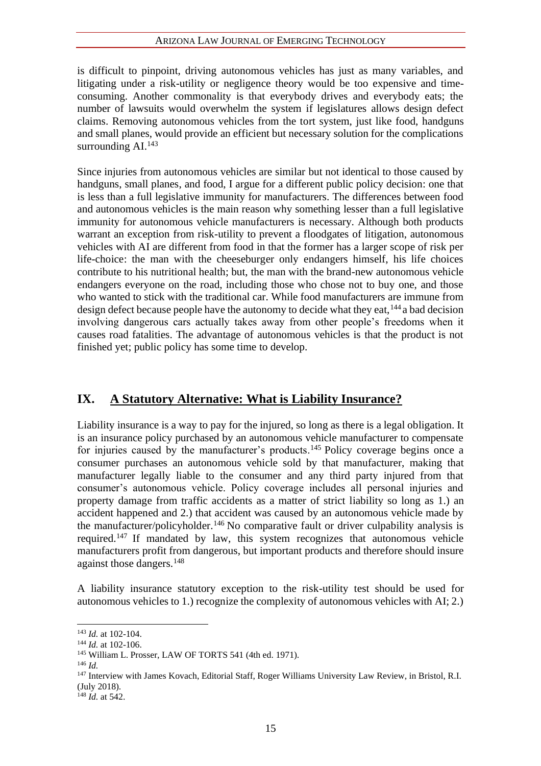is difficult to pinpoint, driving autonomous vehicles has just as many variables, and litigating under a risk-utility or negligence theory would be too expensive and time-consuming. Another commonality is that everybody drives and everybody eats; the number of lawsuits would overwhelm the system if legislatures allows design defect claims. Removing autonomous vehicles from the tort system, just like food, handguns and small planes, would provide an efficient but necessary solution for the complications surrounding AI.[143]

Since injuries from autonomous vehicles are similar but not identical to those caused by handguns, small planes, and food, I argue for a different public policy decision: one that is less than a full legislative immunity for manufacturers. The differences between food and autonomous vehicles is the main reason why something lesser than a full legislative immunity for autonomous vehicle manufacturers is necessary. Although both products warrant an exception from risk-utility to prevent a floodgates of litigation, autonomous vehicles with AI are different from food in that the former has a larger scope of risk per life-choice: the man with the cheeseburger only endangers himself, his life choices contribute to his nutritional health; but, the man with the brand-new autonomous vehicle endangers everyone on the road, including those who chose not to buy one, and those who wanted to stick with the traditional car. While food manufacturers are immune from design defect because people have the autonomy to decide what they eat,[144] a bad decision involving dangerous cars actually takes away from other people's freedoms when it causes road fatalities. The advantage of autonomous vehicles is that the product is not finished yet; public policy has some time to develop.

## IX. A Statutory Alternative: What is Liability Insurance?

Liability insurance is a way to pay for the injured, so long as there is a legal obligation. It is an insurance policy purchased by an autonomous vehicle manufacturer to compensate for injuries caused by the manufacturer's products.[145] Policy coverage begins once a consumer purchases an autonomous vehicle sold by that manufacturer, making that manufacturer legally liable to the consumer and any third party injured from that consumer's autonomous vehicle. Policy coverage includes all personal injuries and property damage from traffic accidents as a matter of strict liability so long as 1.) an accident happened and 2.) that accident was caused by an autonomous vehicle made by the manufacturer/policyholder.[146] No comparative fault or driver culpability analysis is required.[147] If mandated by law, this system recognizes that autonomous vehicle manufacturers profit from dangerous, but important products and therefore should insure against those dangers.[148]

A liability insurance statutory exception to the risk-utility test should be used for autonomous vehicles to 1.) recognize the complexity of autonomous vehicles with AI; 2.)

---

[143] *Id.* at 102-104.

[144] *Id.* at 102-106.

[145] William L. Prosser, LAW OF TORTS 541 (4th ed. 1971).

[146] *Id.*

[147] Interview with James Kovach, Editorial Staff, Roger Williams University Law Review, in Bristol, R.I. (July 2018).

[148] *Id.* at 542.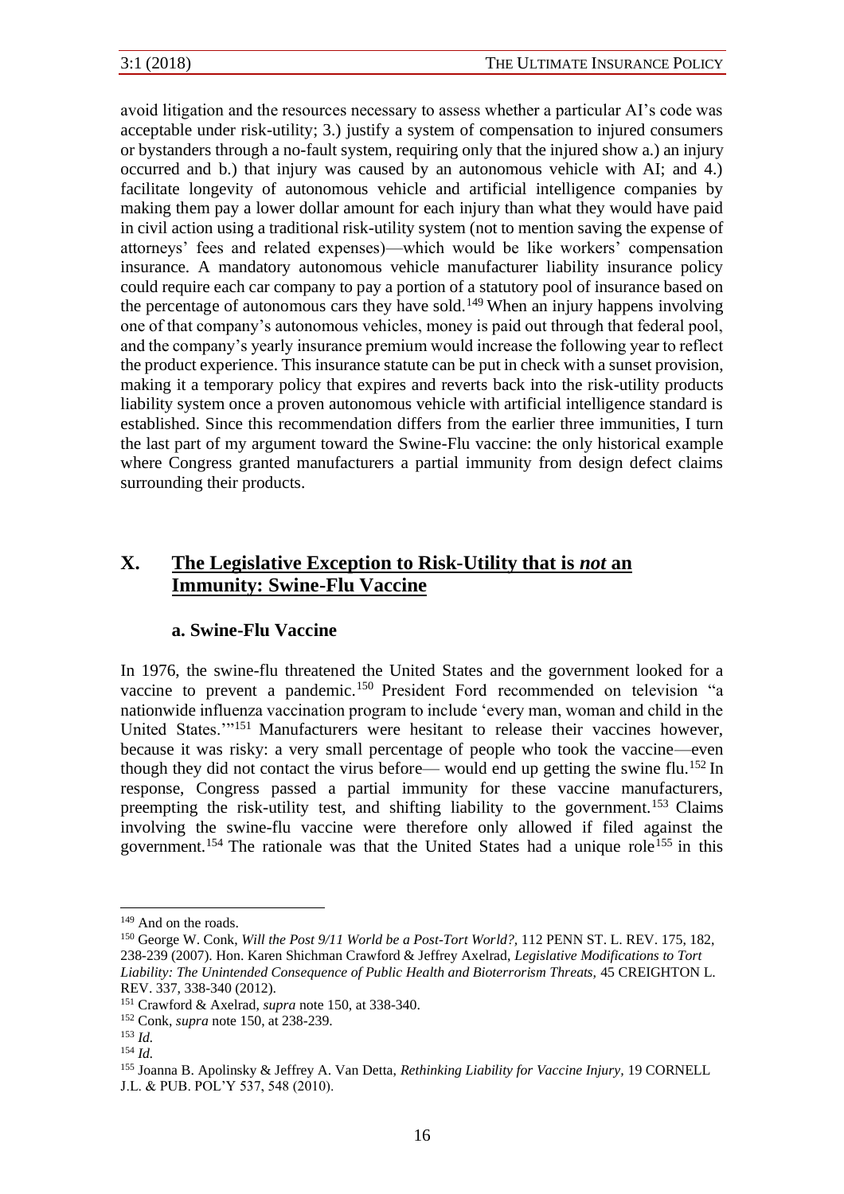avoid litigation and the resources necessary to assess whether a particular AI's code was acceptable under risk-utility; 3.) justify a system of compensation to injured consumers or bystanders through a no-fault system, requiring only that the injured show a.) an injury occurred and b.) that injury was caused by an autonomous vehicle with AI; and 4.) facilitate longevity of autonomous vehicle and artificial intelligence companies by making them pay a lower dollar amount for each injury than what they would have paid in civil action using a traditional risk-utility system (not to mention saving the expense of attorneys' fees and related expenses)—which would be like workers' compensation insurance. A mandatory autonomous vehicle manufacturer liability insurance policy could require each car company to pay a portion of a statutory pool of insurance based on the percentage of autonomous cars they have sold.[149] When an injury happens involving one of that company's autonomous vehicles, money is paid out through that federal pool, and the company's yearly insurance premium would increase the following year to reflect the product experience. This insurance statute can be put in check with a sunset provision, making it a temporary policy that expires and reverts back into the risk-utility products liability system once a proven autonomous vehicle with artificial intelligence standard is established. Since this recommendation differs from the earlier three immunities, I turn the last part of my argument toward the Swine-Flu vaccine: the only historical example where Congress granted manufacturers a partial immunity from design defect claims surrounding their products.

## X. The Legislative Exception to Risk-Utility that is *not* an Immunity: Swine-Flu Vaccine

### a. Swine-Flu Vaccine

In 1976, the swine-flu threatened the United States and the government looked for a vaccine to prevent a pandemic.[150] President Ford recommended on television "a nationwide influenza vaccination program to include 'every man, woman and child in the United States.'"[151] Manufacturers were hesitant to release their vaccines however, because it was risky: a very small percentage of people who took the vaccine—even though they did not contact the virus before— would end up getting the swine flu.[152] In response, Congress passed a partial immunity for these vaccine manufacturers, preempting the risk-utility test, and shifting liability to the government.[153] Claims involving the swine-flu vaccine were therefore only allowed if filed against the government.[154] The rationale was that the United States had a unique role[155] in this

---

[149] And on the roads.

[150] George W. Conk, *Will the Post 9/11 World be a Post-Tort World?,* 112 PENN ST. L. REV. 175, 182, 238-239 (2007). Hon. Karen Shichman Crawford & Jeffrey Axelrad, *Legislative Modifications to Tort Liability: The Unintended Consequence of Public Health and Bioterrorism Threats,* 45 CREIGHTON L. REV. 337, 338-340 (2012).

[151] Crawford & Axelrad, *supra* note 150, at 338-340.

[152] Conk, *supra* note 150, at 238-239.

[153] *Id.*

[154] *Id.*

[155] Joanna B. Apolinsky & Jeffrey A. Van Detta, *Rethinking Liability for Vaccine Injury,* 19 CORNELL J.L. & PUB. POL'Y 537, 548 (2010).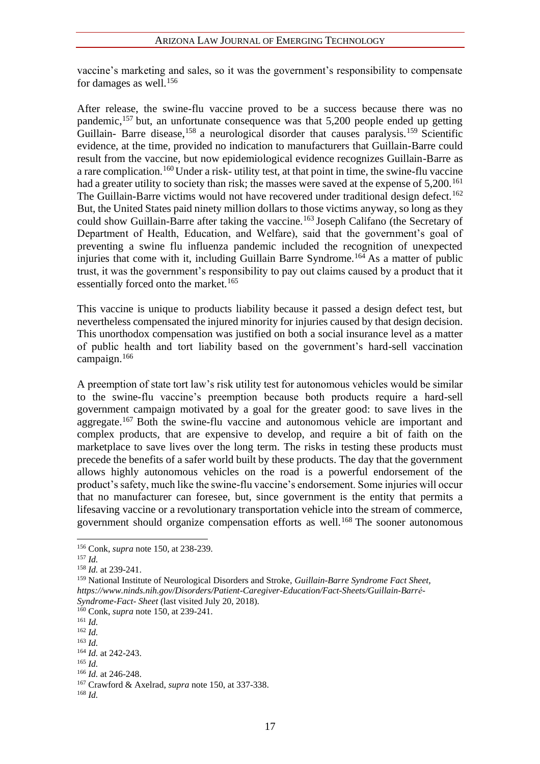vaccine's marketing and sales, so it was the government's responsibility to compensate for damages as well.[156]

After release, the swine-flu vaccine proved to be a success because there was no pandemic,[157] but, an unfortunate consequence was that 5,200 people ended up getting Guillain- Barre disease,[158] a neurological disorder that causes paralysis.[159] Scientific evidence, at the time, provided no indication to manufacturers that Guillain-Barre could result from the vaccine, but now epidemiological evidence recognizes Guillain-Barre as a rare complication.[160] Under a risk- utility test, at that point in time, the swine-flu vaccine had a greater utility to society than risk; the masses were saved at the expense of 5,200.[161] The Guillain-Barre victims would not have recovered under traditional design defect.[162] But, the United States paid ninety million dollars to those victims anyway, so long as they could show Guillain-Barre after taking the vaccine.[163] Joseph Califano (the Secretary of Department of Health, Education, and Welfare), said that the government's goal of preventing a swine flu influenza pandemic included the recognition of unexpected injuries that come with it, including Guillain Barre Syndrome.[164] As a matter of public trust, it was the government's responsibility to pay out claims caused by a product that it essentially forced onto the market.[165]

This vaccine is unique to products liability because it passed a design defect test, but nevertheless compensated the injured minority for injuries caused by that design decision. This unorthodox compensation was justified on both a social insurance level as a matter of public health and tort liability based on the government's hard-sell vaccination campaign.[166]

A preemption of state tort law's risk utility test for autonomous vehicles would be similar to the swine-flu vaccine's preemption because both products require a hard-sell government campaign motivated by a goal for the greater good: to save lives in the aggregate.[167] Both the swine-flu vaccine and autonomous vehicle are important and complex products, that are expensive to develop, and require a bit of faith on the marketplace to save lives over the long term. The risks in testing these products must precede the benefits of a safer world built by these products. The day that the government allows highly autonomous vehicles on the road is a powerful endorsement of the product's safety, much like the swine-flu vaccine's endorsement. Some injuries will occur that no manufacturer can foresee, but, since government is the entity that permits a lifesaving vaccine or a revolutionary transportation vehicle into the stream of commerce, government should organize compensation efforts as well.[168] The sooner autonomous

---

[156] Conk, *supra* note 150, at 238-239.

[157] *Id.*

[158] *Id.* at 239-241.

[159] National Institute of Neurological Disorders and Stroke, *Guillain-Barre Syndrome Fact Sheet, https://www.ninds.nih.gov/Disorders/Patient-Caregiver-Education/Fact-Sheets/Guillain-Barré-Syndrome-Fact- Sheet* (last visited July 20, 2018).

[160] Conk, *supra* note 150, at 239-241.

[161] *Id.*

[162] *Id.*

[163] *Id.*

[164] *Id.* at 242-243.

[165] *Id.*

[166] *Id.* at 246-248.

[167] Crawford & Axelrad, *supra* note 150, at 337-338.

[168] *Id.*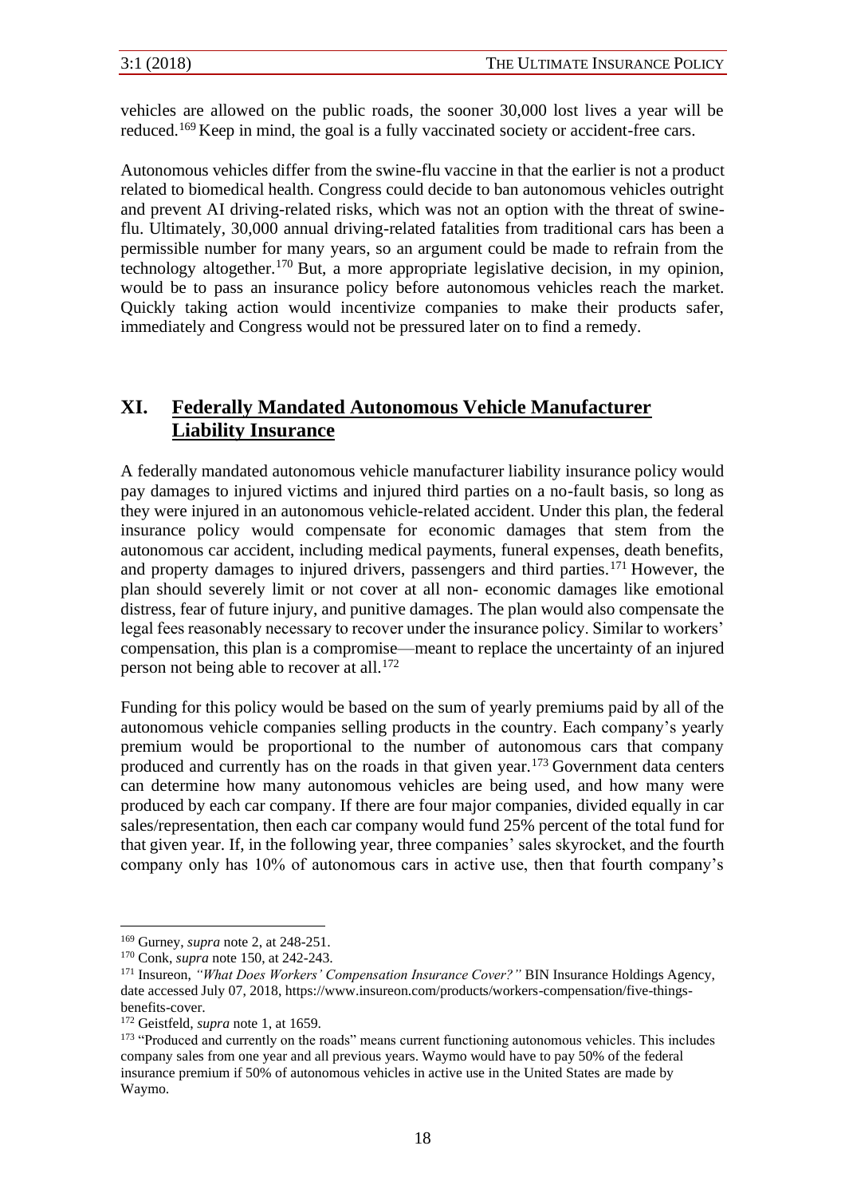vehicles are allowed on the public roads, the sooner 30,000 lost lives a year will be reduced.[169] Keep in mind, the goal is a fully vaccinated society or accident-free cars.

Autonomous vehicles differ from the swine-flu vaccine in that the earlier is not a product related to biomedical health. Congress could decide to ban autonomous vehicles outright and prevent AI driving-related risks, which was not an option with the threat of swine-flu. Ultimately, 30,000 annual driving-related fatalities from traditional cars has been a permissible number for many years, so an argument could be made to refrain from the technology altogether.[170] But, a more appropriate legislative decision, in my opinion, would be to pass an insurance policy before autonomous vehicles reach the market. Quickly taking action would incentivize companies to make their products safer, immediately and Congress would not be pressured later on to find a remedy.

## XI. Federally Mandated Autonomous Vehicle Manufacturer Liability Insurance

A federally mandated autonomous vehicle manufacturer liability insurance policy would pay damages to injured victims and injured third parties on a no-fault basis, so long as they were injured in an autonomous vehicle-related accident. Under this plan, the federal insurance policy would compensate for economic damages that stem from the autonomous car accident, including medical payments, funeral expenses, death benefits, and property damages to injured drivers, passengers and third parties.[171] However, the plan should severely limit or not cover at all non- economic damages like emotional distress, fear of future injury, and punitive damages. The plan would also compensate the legal fees reasonably necessary to recover under the insurance policy. Similar to workers' compensation, this plan is a compromise—meant to replace the uncertainty of an injured person not being able to recover at all.[172]

Funding for this policy would be based on the sum of yearly premiums paid by all of the autonomous vehicle companies selling products in the country. Each company's yearly premium would be proportional to the number of autonomous cars that company produced and currently has on the roads in that given year.[173] Government data centers can determine how many autonomous vehicles are being used, and how many were produced by each car company. If there are four major companies, divided equally in car sales/representation, then each car company would fund 25% percent of the total fund for that given year. If, in the following year, three companies' sales skyrocket, and the fourth company only has 10% of autonomous cars in active use, then that fourth company's

---

[169] Gurney, *supra* note 2, at 248-251.

[170] Conk, *supra* note 150, at 242-243.

[171] Insureon, *"What Does Workers' Compensation Insurance Cover?"* BIN Insurance Holdings Agency, date accessed July 07, 2018, https://www.insureon.com/products/workers-compensation/five-things-benefits-cover.

[172] Geistfeld, *supra* note 1, at 1659.

[173] "Produced and currently on the roads" means current functioning autonomous vehicles. This includes company sales from one year and all previous years. Waymo would have to pay 50% of the federal insurance premium if 50% of autonomous vehicles in active use in the United States are made by Waymo.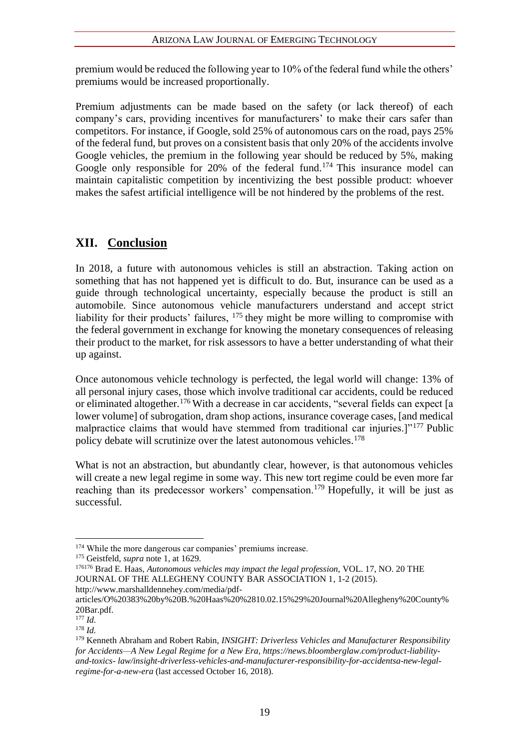premium would be reduced the following year to 10% of the federal fund while the others' premiums would be increased proportionally.

Premium adjustments can be made based on the safety (or lack thereof) of each company's cars, providing incentives for manufacturers' to make their cars safer than competitors. For instance, if Google, sold 25% of autonomous cars on the road, pays 25% of the federal fund, but proves on a consistent basis that only 20% of the accidents involve Google vehicles, the premium in the following year should be reduced by 5%, making Google only responsible for 20% of the federal fund.[174] This insurance model can maintain capitalistic competition by incentivizing the best possible product: whoever makes the safest artificial intelligence will be not hindered by the problems of the rest.

## XII. Conclusion

In 2018, a future with autonomous vehicles is still an abstraction. Taking action on something that has not happened yet is difficult to do. But, insurance can be used as a guide through technological uncertainty, especially because the product is still an automobile. Since autonomous vehicle manufacturers understand and accept strict liability for their products' failures, [175] they might be more willing to compromise with the federal government in exchange for knowing the monetary consequences of releasing their product to the market, for risk assessors to have a better understanding of what their up against.

Once autonomous vehicle technology is perfected, the legal world will change: 13% of all personal injury cases, those which involve traditional car accidents, could be reduced or eliminated altogether.[176] With a decrease in car accidents, "several fields can expect [a lower volume] of subrogation, dram shop actions, insurance coverage cases, [and medical malpractice claims that would have stemmed from traditional car injuries.]"[177] Public policy debate will scrutinize over the latest autonomous vehicles.[178]

What is not an abstraction, but abundantly clear, however, is that autonomous vehicles will create a new legal regime in some way. This new tort regime could be even more far reaching than its predecessor workers' compensation.[179] Hopefully, it will be just as successful.

---

[174] While the more dangerous car companies' premiums increase.

[175] Geistfeld, *supra* note 1, at 1629.

[176176] Brad E. Haas, *Autonomous vehicles may impact the legal profession,* VOL. 17, NO. 20 THE JOURNAL OF THE ALLEGHENY COUNTY BAR ASSOCIATION 1, 1-2 (2015). http://www.marshalldennehey.com/media/pdf-articles/O%20383%20by%20B.%20Haas%20%2810.02.15%29%20Journal%20Allegheny%20County%20Bar.pdf.

[177] *Id.*

[178] *Id.*

[179] Kenneth Abraham and Robert Rabin, *INSIGHT: Driverless Vehicles and Manufacturer Responsibility for Accidents—A New Legal Regime for a New Era, https://news.bloomberglaw.com/product-liability-and-toxics- law/insight-driverless-vehicles-and-manufacturer-responsibility-for-accidentsa-new-legal-regime-for-a-new-era* (last accessed October 16, 2018).